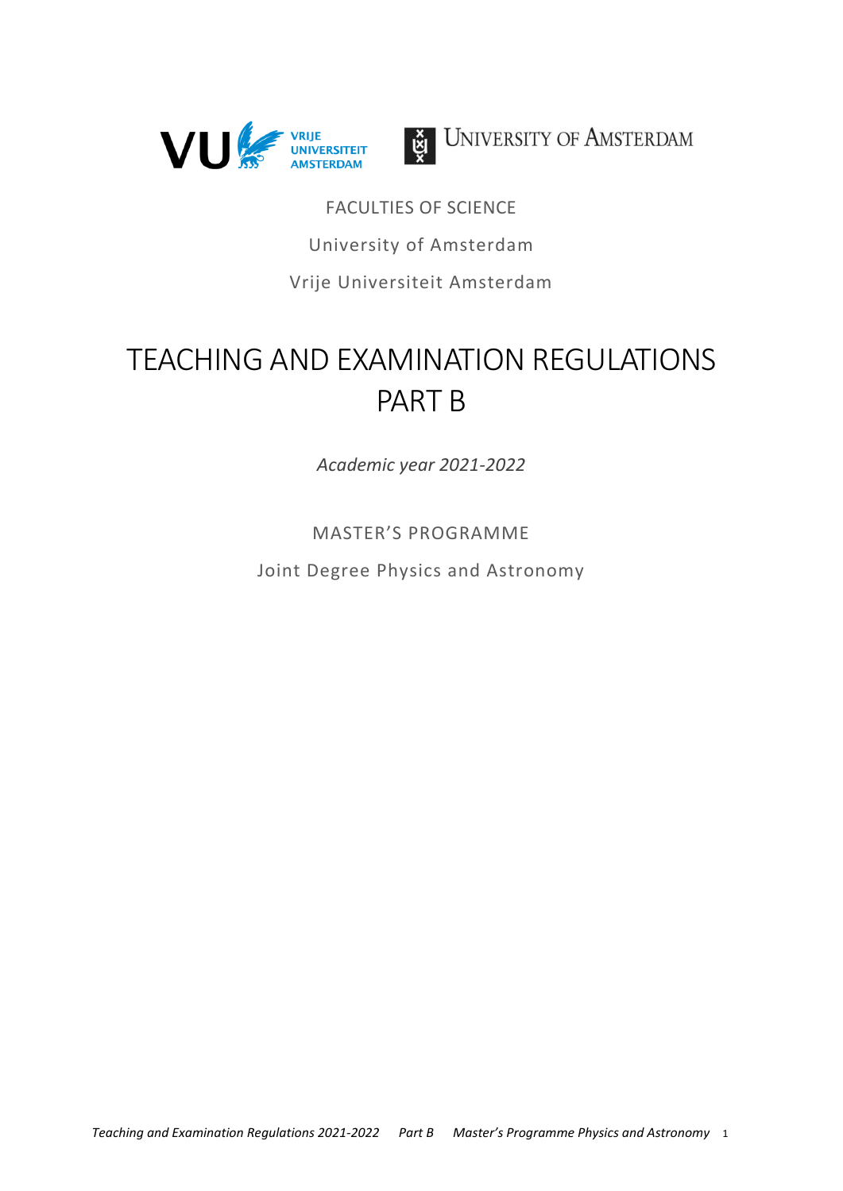FACULTIES OF SCIENCE

University of Amsterdam

Vrije Universiteit Amsterdam

# TEACHING AND EXAMINATION REGULATIONS PART B

*Academic year 2021-2022*

MASTER'S PROGRAMME

Joint Degree Physics and Astronomy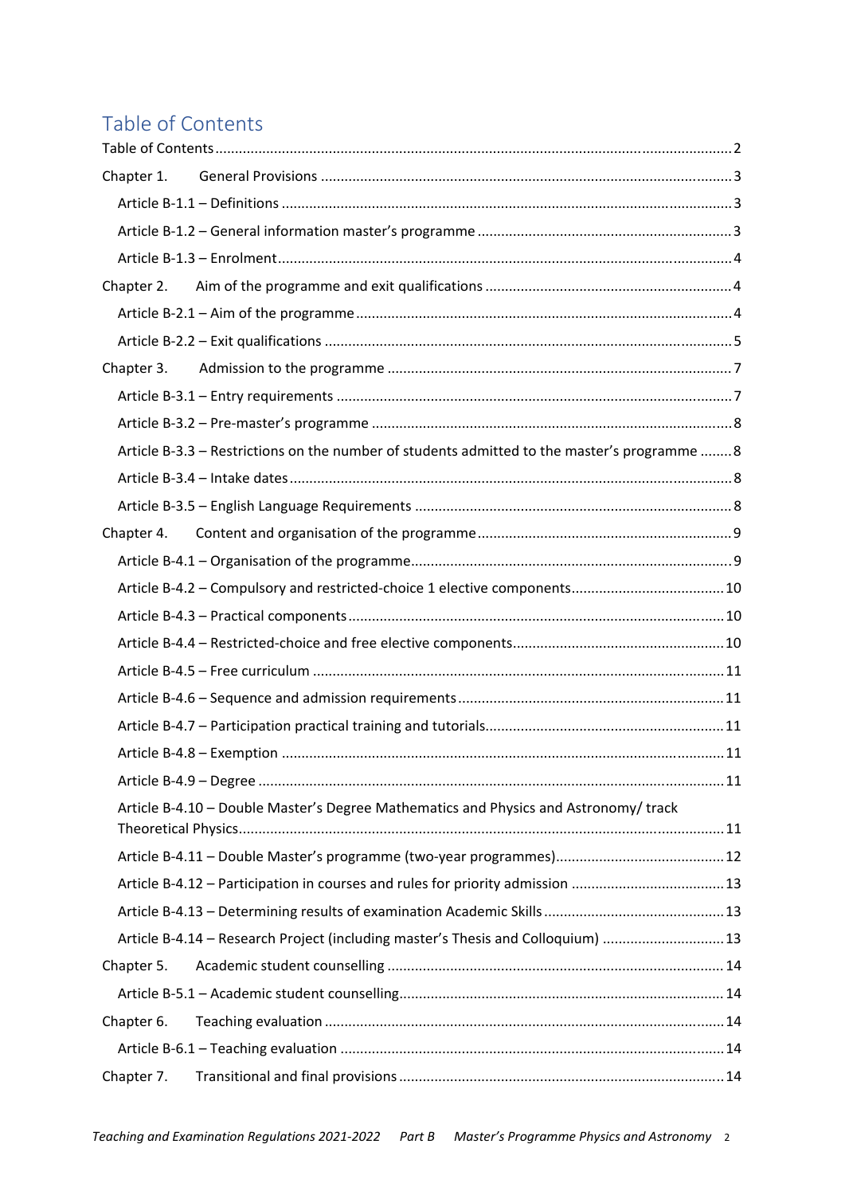# Table of Contents

Table of Contents ..................................................................................................................... 2

Chapter 1. General Provisions ................................................................................................ 3

- Article B-1.1 – Definitions ........................................................................................................ 3
- Article B-1.2 – General information master's programme ...................................................... 3
- Article B-1.3 – Enrolment ......................................................................................................... 4

Chapter 2. Aim of the programme and exit qualifications ....................................................... 4

- Article B-2.1 – Aim of the programme ...................................................................................... 4
- Article B-2.2 – Exit qualifications .............................................................................................. 5

Chapter 3. Admission to the programme ................................................................................ 7

- Article B-3.1 – Entry requirements ........................................................................................... 7
- Article B-3.2 – Pre-master's programme .................................................................................. 8
- Article B-3.3 – Restrictions on the number of students admitted to the master's programme ........ 8
- Article B-3.4 – Intake dates ...................................................................................................... 8
- Article B-3.5 – English Language Requirements ...................................................................... 8

Chapter 4. Content and organisation of the programme ......................................................... 9

- Article B-4.1 – Organisation of the programme ........................................................................ 9
- Article B-4.2 – Compulsory and restricted-choice 1 elective components ............................. 10
- Article B-4.3 – Practical components ..................................................................................... 10
- Article B-4.4 – Restricted-choice and free elective components ............................................ 10
- Article B-4.5 – Free curriculum .............................................................................................. 11
- Article B-4.6 – Sequence and admission requirements .......................................................... 11
- Article B-4.7 – Participation practical training and tutorials ................................................... 11
- Article B-4.8 – Exemption ...................................................................................................... 11
- Article B-4.9 – Degree ............................................................................................................ 11
- Article B-4.10 – Double Master's Degree Mathematics and Physics and Astronomy/ track Theoretical Physics ................................................................................................................. 11
- Article B-4.11 – Double Master's programme (two-year programmes) .................................. 12
- Article B-4.12 – Participation in courses and rules for priority admission .............................. 13
- Article B-4.13 – Determining results of examination Academic Skills .................................... 13
- Article B-4.14 – Research Project (including master's Thesis and Colloquium) ..................... 13

Chapter 5. Academic student counselling ............................................................................ 14

- Article B-5.1 – Academic student counselling ........................................................................ 14

Chapter 6. Teaching evaluation ............................................................................................ 14

- Article B-6.1 – Teaching evaluation ........................................................................................ 14

Chapter 7. Transitional and final provisions ......................................................................... 14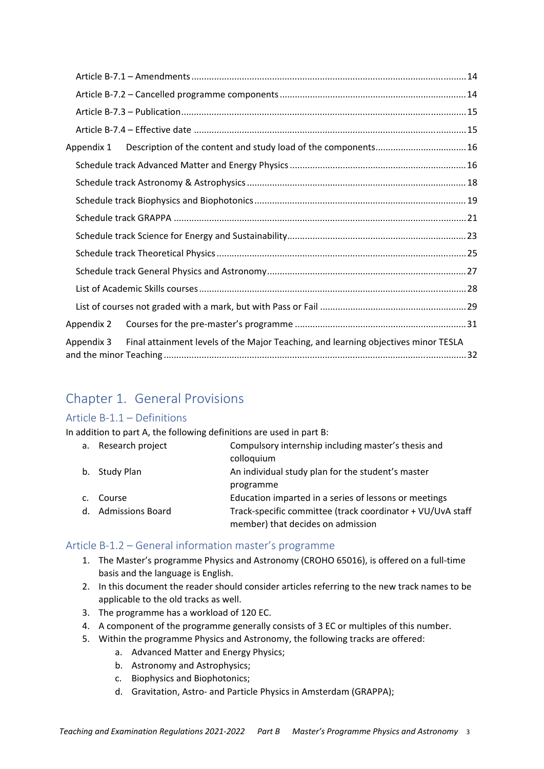Article B-7.1 – Amendments ....... 14

Article B-7.2 – Cancelled programme components ....... 14

Article B-7.3 – Publication ....... 15

Article B-7.4 – Effective date ....... 15

Appendix 1 Description of the content and study load of the components ....... 16

Schedule track Advanced Matter and Energy Physics ....... 16

Schedule track Astronomy & Astrophysics ....... 18

Schedule track Biophysics and Biophotonics ....... 19

Schedule track GRAPPA ....... 21

Schedule track Science for Energy and Sustainability ....... 23

Schedule track Theoretical Physics ....... 25

Schedule track General Physics and Astronomy ....... 27

List of Academic Skills courses ....... 28

List of courses not graded with a mark, but with Pass or Fail ....... 29

Appendix 2 Courses for the pre-master's programme ....... 31

Appendix 3 Final attainment levels of the Major Teaching, and learning objectives minor TESLA and the minor Teaching ....... 32

# Chapter 1. General Provisions

## Article B-1.1 – Definitions

In addition to part A, the following definitions are used in part B:

| | | |
|---|---|---|
| a. | Research project | Compulsory internship including master's thesis and colloquium |
| b. | Study Plan | An individual study plan for the student's master programme |
| c. | Course | Education imparted in a series of lessons or meetings |
| d. | Admissions Board | Track-specific committee (track coordinator + VU/UvA staff member) that decides on admission |

## Article B-1.2 – General information master's programme

1. The Master's programme Physics and Astronomy (CROHO 65016), is offered on a full-time basis and the language is English.
2. In this document the reader should consider articles referring to the new track names to be applicable to the old tracks as well.
3. The programme has a workload of 120 EC.
4. A component of the programme generally consists of 3 EC or multiples of this number.
5. Within the programme Physics and Astronomy, the following tracks are offered:
   a. Advanced Matter and Energy Physics;
   b. Astronomy and Astrophysics;
   c. Biophysics and Biophotonics;
   d. Gravitation, Astro- and Particle Physics in Amsterdam (GRAPPA);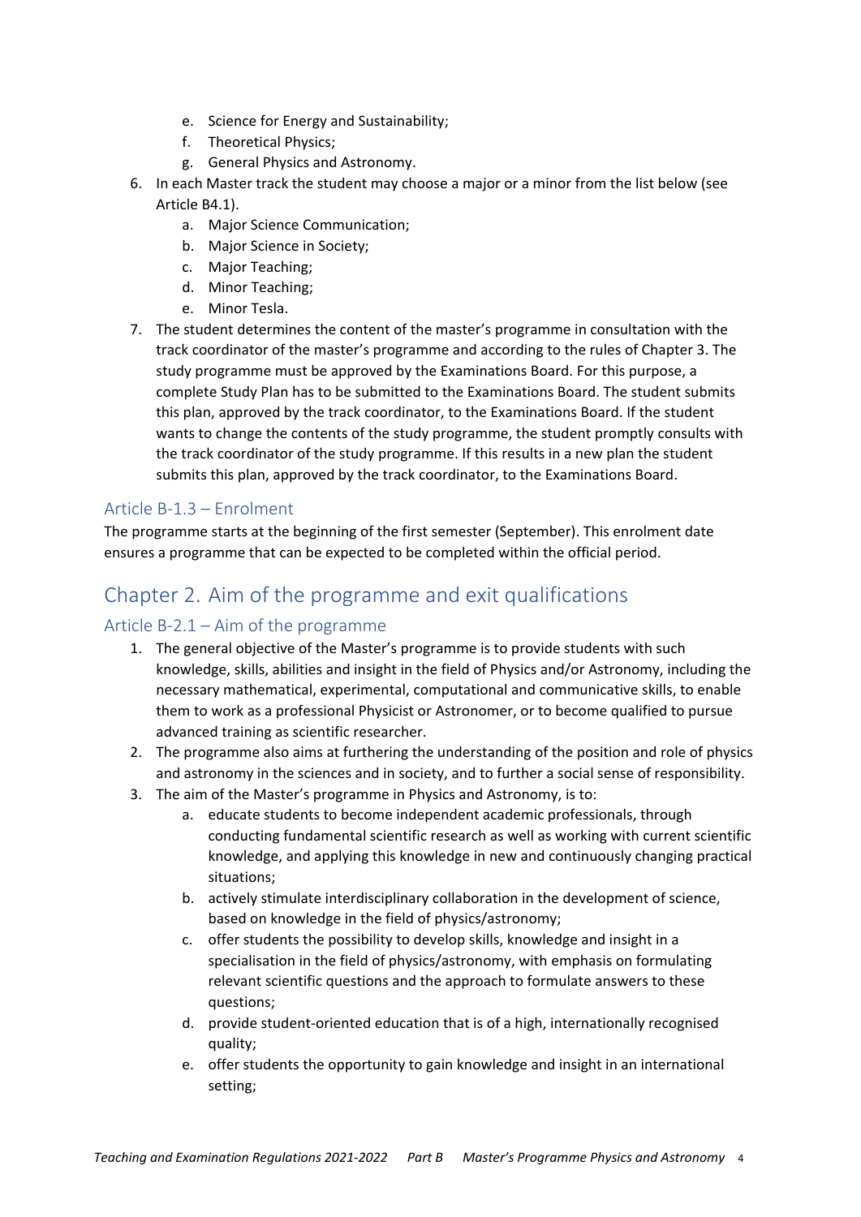e. Science for Energy and Sustainability;
   f. Theoretical Physics;
   g. General Physics and Astronomy.
6. In each Master track the student may choose a major or a minor from the list below (see Article B4.1).
   a. Major Science Communication;
   b. Major Science in Society;
   c. Major Teaching;
   d. Minor Teaching;
   e. Minor Tesla.
7. The student determines the content of the master's programme in consultation with the track coordinator of the master's programme and according to the rules of Chapter 3. The study programme must be approved by the Examinations Board. For this purpose, a complete Study Plan has to be submitted to the Examinations Board. The student submits this plan, approved by the track coordinator, to the Examinations Board. If the student wants to change the contents of the study programme, the student promptly consults with the track coordinator of the study programme. If this results in a new plan the student submits this plan, approved by the track coordinator, to the Examinations Board.

### Article B-1.3 – Enrolment

The programme starts at the beginning of the first semester (September). This enrolment date ensures a programme that can be expected to be completed within the official period.

## Chapter 2. Aim of the programme and exit qualifications

### Article B-2.1 – Aim of the programme

1. The general objective of the Master's programme is to provide students with such knowledge, skills, abilities and insight in the field of Physics and/or Astronomy, including the necessary mathematical, experimental, computational and communicative skills, to enable them to work as a professional Physicist or Astronomer, or to become qualified to pursue advanced training as scientific researcher.
2. The programme also aims at furthering the understanding of the position and role of physics and astronomy in the sciences and in society, and to further a social sense of responsibility.
3. The aim of the Master's programme in Physics and Astronomy, is to:
   a. educate students to become independent academic professionals, through conducting fundamental scientific research as well as working with current scientific knowledge, and applying this knowledge in new and continuously changing practical situations;
   b. actively stimulate interdisciplinary collaboration in the development of science, based on knowledge in the field of physics/astronomy;
   c. offer students the possibility to develop skills, knowledge and insight in a specialisation in the field of physics/astronomy, with emphasis on formulating relevant scientific questions and the approach to formulate answers to these questions;
   d. provide student-oriented education that is of a high, internationally recognised quality;
   e. offer students the opportunity to gain knowledge and insight in an international setting;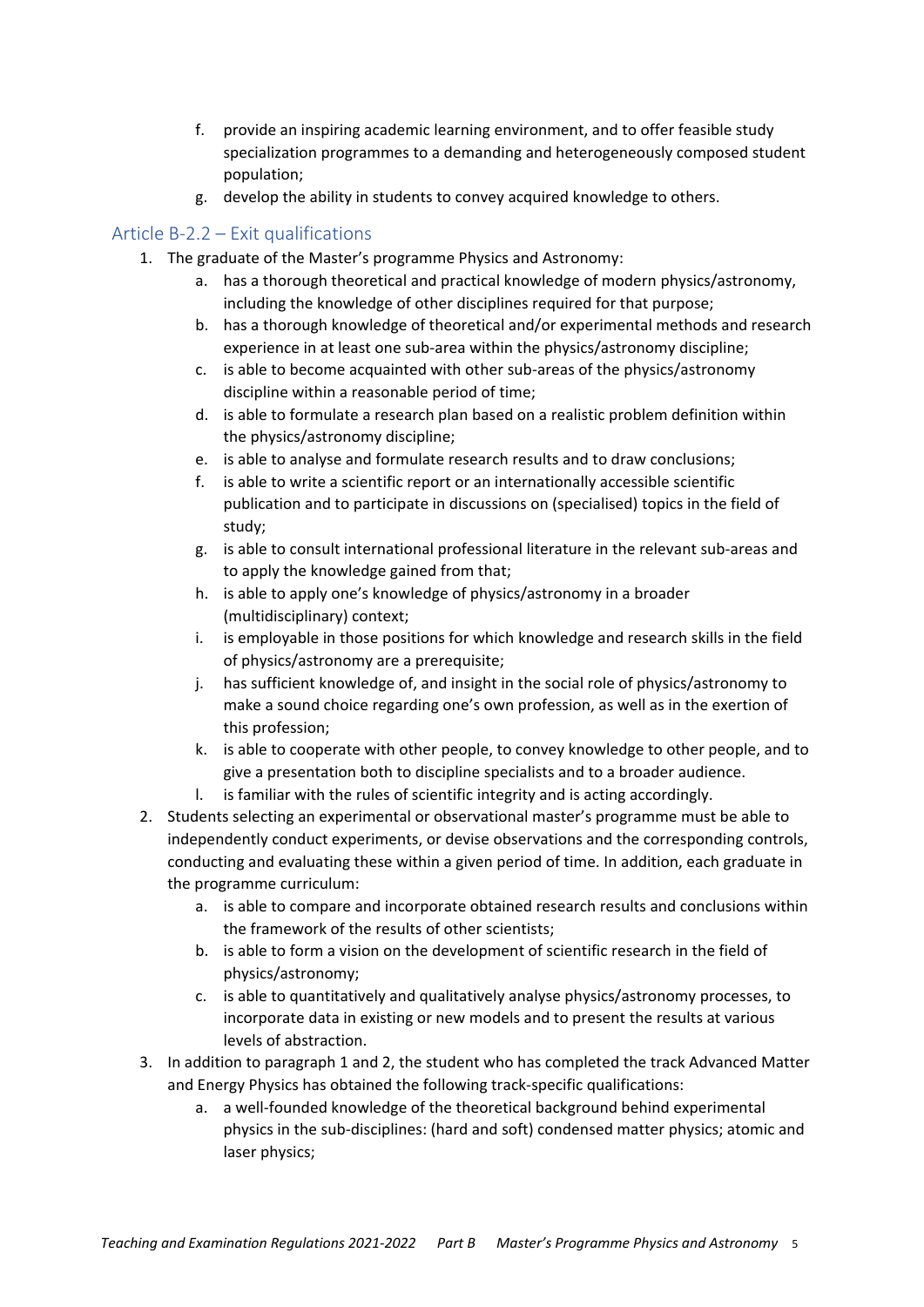f. provide an inspiring academic learning environment, and to offer feasible study specialization programmes to a demanding and heterogeneously composed student population;
g. develop the ability in students to convey acquired knowledge to others.

## Article B-2.2 – Exit qualifications

1. The graduate of the Master's programme Physics and Astronomy:
    a. has a thorough theoretical and practical knowledge of modern physics/astronomy, including the knowledge of other disciplines required for that purpose;
    b. has a thorough knowledge of theoretical and/or experimental methods and research experience in at least one sub-area within the physics/astronomy discipline;
    c. is able to become acquainted with other sub-areas of the physics/astronomy discipline within a reasonable period of time;
    d. is able to formulate a research plan based on a realistic problem definition within the physics/astronomy discipline;
    e. is able to analyse and formulate research results and to draw conclusions;
    f. is able to write a scientific report or an internationally accessible scientific publication and to participate in discussions on (specialised) topics in the field of study;
    g. is able to consult international professional literature in the relevant sub-areas and to apply the knowledge gained from that;
    h. is able to apply one's knowledge of physics/astronomy in a broader (multidisciplinary) context;
    i. is employable in those positions for which knowledge and research skills in the field of physics/astronomy are a prerequisite;
    j. has sufficient knowledge of, and insight in the social role of physics/astronomy to make a sound choice regarding one's own profession, as well as in the exertion of this profession;
    k. is able to cooperate with other people, to convey knowledge to other people, and to give a presentation both to discipline specialists and to a broader audience.
    l. is familiar with the rules of scientific integrity and is acting accordingly.
2. Students selecting an experimental or observational master's programme must be able to independently conduct experiments, or devise observations and the corresponding controls, conducting and evaluating these within a given period of time. In addition, each graduate in the programme curriculum:
    a. is able to compare and incorporate obtained research results and conclusions within the framework of the results of other scientists;
    b. is able to form a vision on the development of scientific research in the field of physics/astronomy;
    c. is able to quantitatively and qualitatively analyse physics/astronomy processes, to incorporate data in existing or new models and to present the results at various levels of abstraction.
3. In addition to paragraph 1 and 2, the student who has completed the track Advanced Matter and Energy Physics has obtained the following track-specific qualifications:
    a. a well-founded knowledge of the theoretical background behind experimental physics in the sub-disciplines: (hard and soft) condensed matter physics; atomic and laser physics;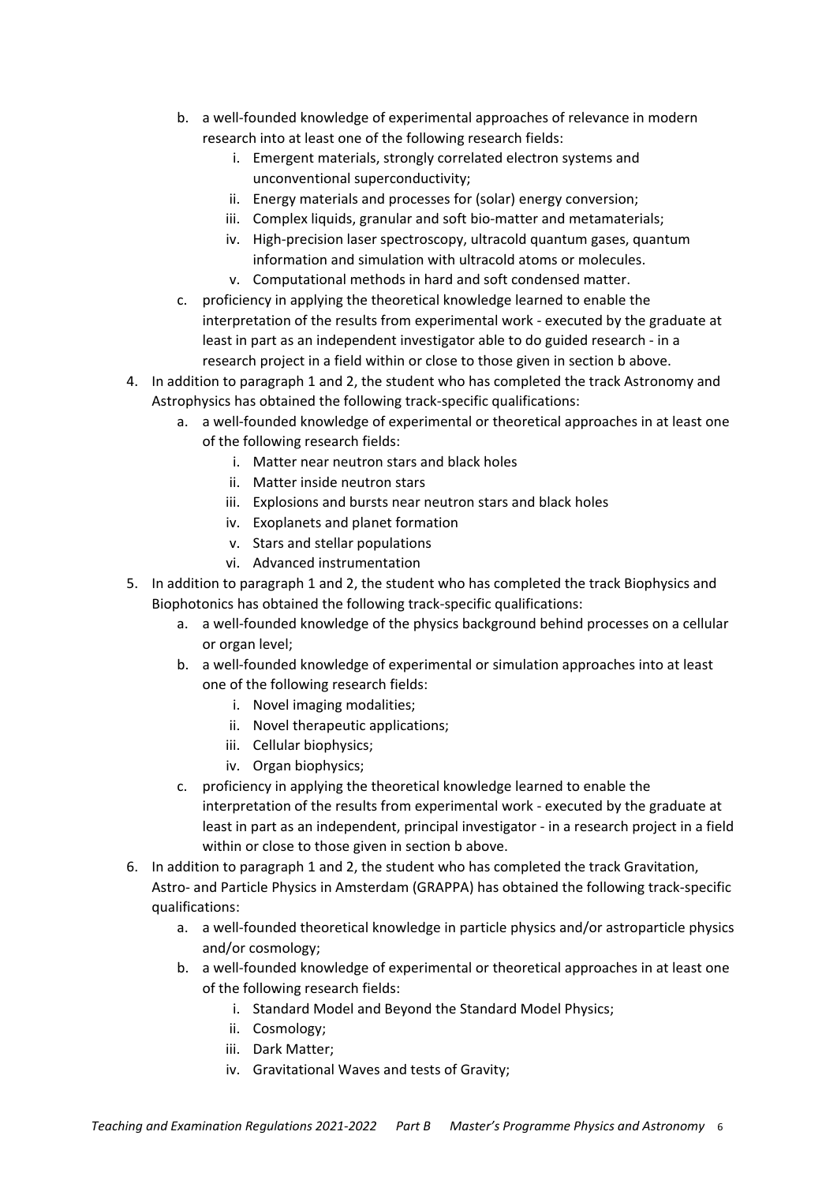b. a well-founded knowledge of experimental approaches of relevance in modern research into at least one of the following research fields:
      i. Emergent materials, strongly correlated electron systems and unconventional superconductivity;
      ii. Energy materials and processes for (solar) energy conversion;
      iii. Complex liquids, granular and soft bio-matter and metamaterials;
      iv. High-precision laser spectroscopy, ultracold quantum gases, quantum information and simulation with ultracold atoms or molecules.
      v. Computational methods in hard and soft condensed matter.
   c. proficiency in applying the theoretical knowledge learned to enable the interpretation of the results from experimental work - executed by the graduate at least in part as an independent investigator able to do guided research - in a research project in a field within or close to those given in section b above.

4. In addition to paragraph 1 and 2, the student who has completed the track Astronomy and Astrophysics has obtained the following track-specific qualifications:
   a. a well-founded knowledge of experimental or theoretical approaches in at least one of the following research fields:
      i. Matter near neutron stars and black holes
      ii. Matter inside neutron stars
      iii. Explosions and bursts near neutron stars and black holes
      iv. Exoplanets and planet formation
      v. Stars and stellar populations
      vi. Advanced instrumentation

5. In addition to paragraph 1 and 2, the student who has completed the track Biophysics and Biophotonics has obtained the following track-specific qualifications:
   a. a well-founded knowledge of the physics background behind processes on a cellular or organ level;
   b. a well-founded knowledge of experimental or simulation approaches into at least one of the following research fields:
      i. Novel imaging modalities;
      ii. Novel therapeutic applications;
      iii. Cellular biophysics;
      iv. Organ biophysics;
   c. proficiency in applying the theoretical knowledge learned to enable the interpretation of the results from experimental work - executed by the graduate at least in part as an independent, principal investigator - in a research project in a field within or close to those given in section b above.

6. In addition to paragraph 1 and 2, the student who has completed the track Gravitation, Astro- and Particle Physics in Amsterdam (GRAPPA) has obtained the following track-specific qualifications:
   a. a well-founded theoretical knowledge in particle physics and/or astroparticle physics and/or cosmology;
   b. a well-founded knowledge of experimental or theoretical approaches in at least one of the following research fields:
      i. Standard Model and Beyond the Standard Model Physics;
      ii. Cosmology;
      iii. Dark Matter;
      iv. Gravitational Waves and tests of Gravity;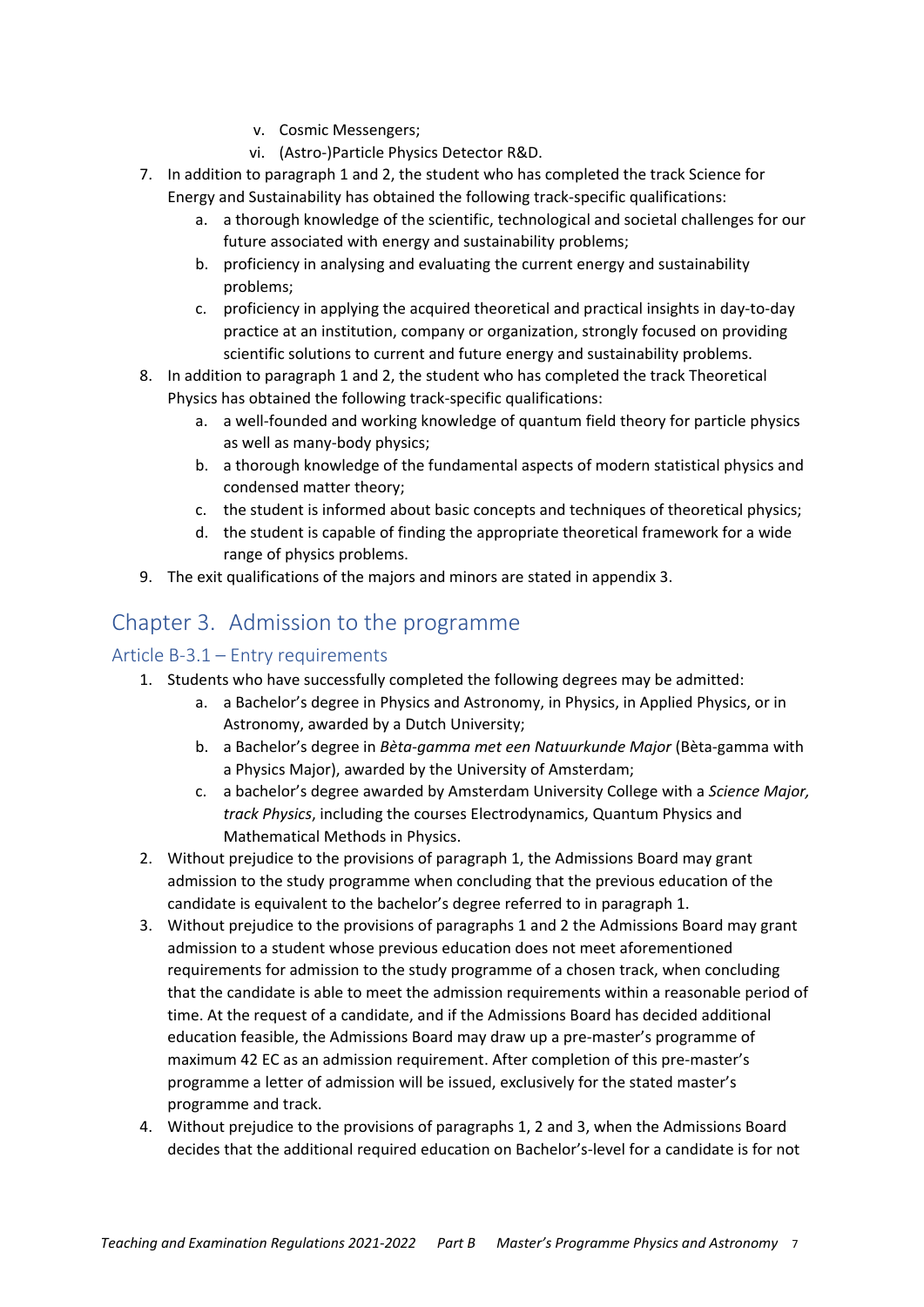v. Cosmic Messengers;
   vi. (Astro-)Particle Physics Detector R&D.

7. In addition to paragraph 1 and 2, the student who has completed the track Science for Energy and Sustainability has obtained the following track-specific qualifications:
   a. a thorough knowledge of the scientific, technological and societal challenges for our future associated with energy and sustainability problems;
   b. proficiency in analysing and evaluating the current energy and sustainability problems;
   c. proficiency in applying the acquired theoretical and practical insights in day-to-day practice at an institution, company or organization, strongly focused on providing scientific solutions to current and future energy and sustainability problems.
8. In addition to paragraph 1 and 2, the student who has completed the track Theoretical Physics has obtained the following track-specific qualifications:
   a. a well-founded and working knowledge of quantum field theory for particle physics as well as many-body physics;
   b. a thorough knowledge of the fundamental aspects of modern statistical physics and condensed matter theory;
   c. the student is informed about basic concepts and techniques of theoretical physics;
   d. the student is capable of finding the appropriate theoretical framework for a wide range of physics problems.
9. The exit qualifications of the majors and minors are stated in appendix 3.

# Chapter 3. Admission to the programme

## Article B-3.1 – Entry requirements

1. Students who have successfully completed the following degrees may be admitted:
   a. a Bachelor's degree in Physics and Astronomy, in Physics, in Applied Physics, or in Astronomy, awarded by a Dutch University;
   b. a Bachelor's degree in *Bèta-gamma met een Natuurkunde Major* (Bèta-gamma with a Physics Major), awarded by the University of Amsterdam;
   c. a bachelor's degree awarded by Amsterdam University College with a *Science Major, track Physics*, including the courses Electrodynamics, Quantum Physics and Mathematical Methods in Physics.
2. Without prejudice to the provisions of paragraph 1, the Admissions Board may grant admission to the study programme when concluding that the previous education of the candidate is equivalent to the bachelor's degree referred to in paragraph 1.
3. Without prejudice to the provisions of paragraphs 1 and 2 the Admissions Board may grant admission to a student whose previous education does not meet aforementioned requirements for admission to the study programme of a chosen track, when concluding that the candidate is able to meet the admission requirements within a reasonable period of time. At the request of a candidate, and if the Admissions Board has decided additional education feasible, the Admissions Board may draw up a pre-master's programme of maximum 42 EC as an admission requirement. After completion of this pre-master's programme a letter of admission will be issued, exclusively for the stated master's programme and track.
4. Without prejudice to the provisions of paragraphs 1, 2 and 3, when the Admissions Board decides that the additional required education on Bachelor's-level for a candidate is for not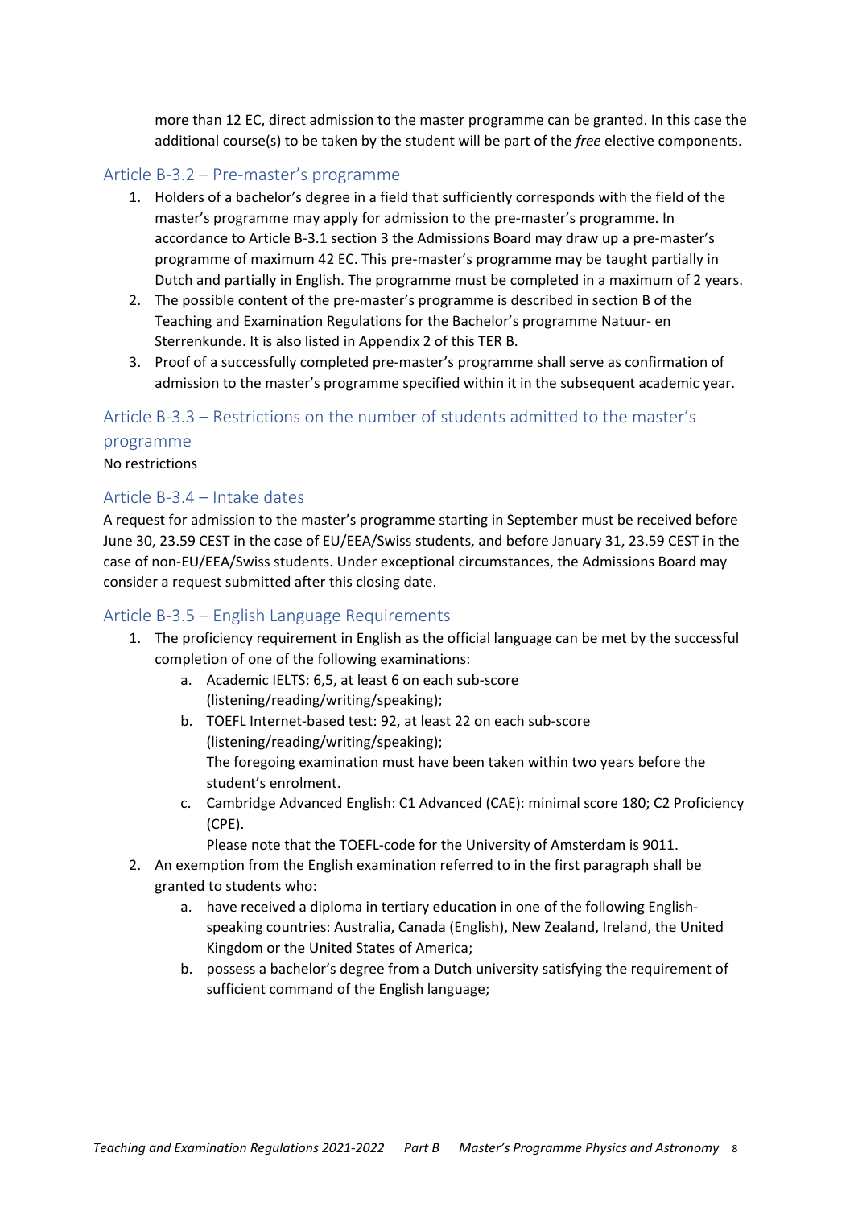more than 12 EC, direct admission to the master programme can be granted. In this case the additional course(s) to be taken by the student will be part of the *free* elective components.

## Article B-3.2 – Pre-master's programme

1. Holders of a bachelor's degree in a field that sufficiently corresponds with the field of the master's programme may apply for admission to the pre-master's programme. In accordance to Article B-3.1 section 3 the Admissions Board may draw up a pre-master's programme of maximum 42 EC. This pre-master's programme may be taught partially in Dutch and partially in English. The programme must be completed in a maximum of 2 years.
2. The possible content of the pre-master's programme is described in section B of the Teaching and Examination Regulations for the Bachelor's programme Natuur- en Sterrenkunde. It is also listed in Appendix 2 of this TER B.
3. Proof of a successfully completed pre-master's programme shall serve as confirmation of admission to the master's programme specified within it in the subsequent academic year.

## Article B-3.3 – Restrictions on the number of students admitted to the master's programme

No restrictions

## Article B-3.4 – Intake dates

A request for admission to the master's programme starting in September must be received before June 30, 23.59 CEST in the case of EU/EEA/Swiss students, and before January 31, 23.59 CEST in the case of non-EU/EEA/Swiss students. Under exceptional circumstances, the Admissions Board may consider a request submitted after this closing date.

## Article B-3.5 – English Language Requirements

1. The proficiency requirement in English as the official language can be met by the successful completion of one of the following examinations:
   a. Academic IELTS: 6,5, at least 6 on each sub-score (listening/reading/writing/speaking);
   b. TOEFL Internet-based test: 92, at least 22 on each sub-score (listening/reading/writing/speaking);
      The foregoing examination must have been taken within two years before the student's enrolment.
   c. Cambridge Advanced English: C1 Advanced (CAE): minimal score 180; C2 Proficiency (CPE).
      Please note that the TOEFL-code for the University of Amsterdam is 9011.
2. An exemption from the English examination referred to in the first paragraph shall be granted to students who:
   a. have received a diploma in tertiary education in one of the following English-speaking countries: Australia, Canada (English), New Zealand, Ireland, the United Kingdom or the United States of America;
   b. possess a bachelor's degree from a Dutch university satisfying the requirement of sufficient command of the English language;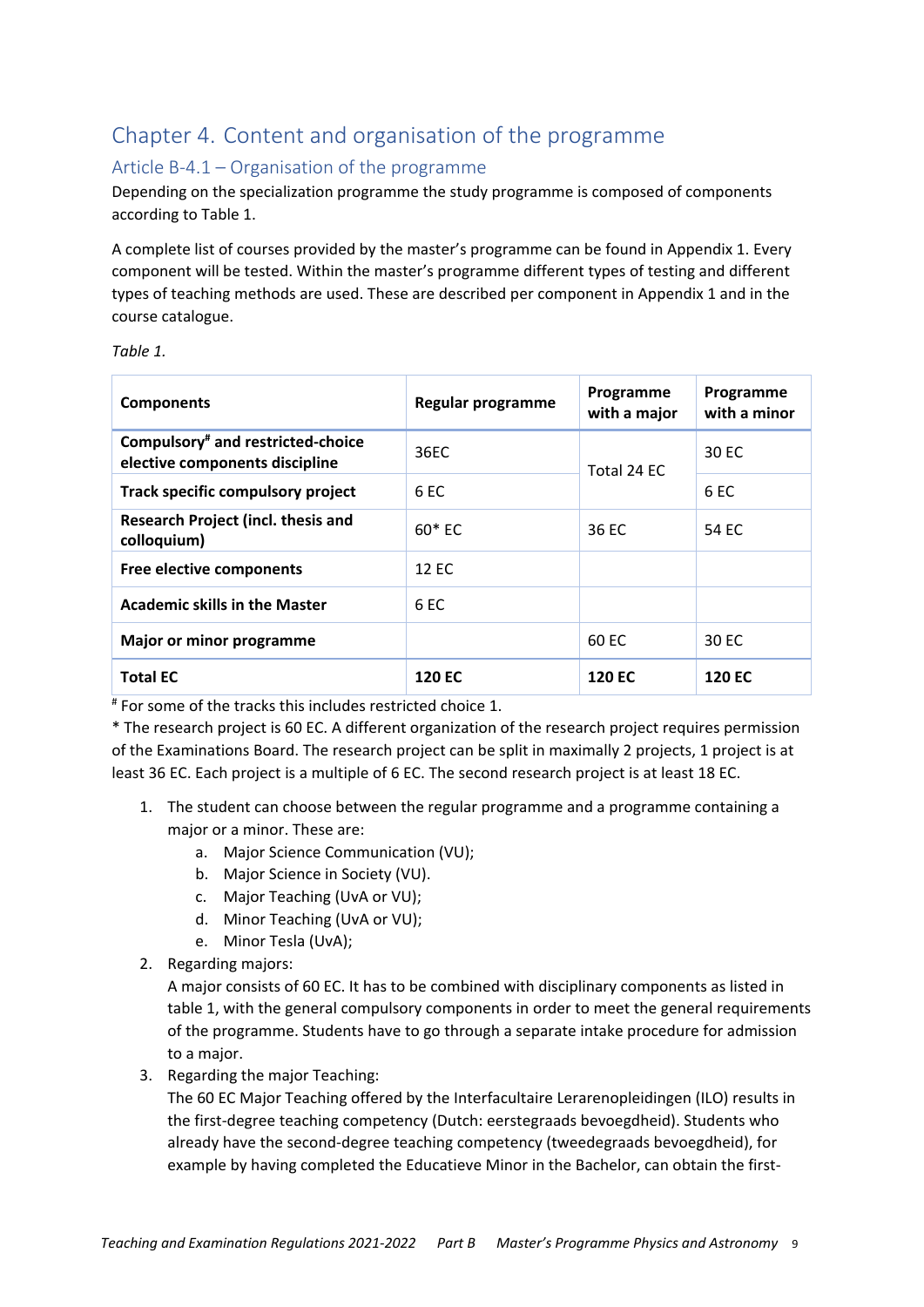# Chapter 4. Content and organisation of the programme

## Article B-4.1 – Organisation of the programme

Depending on the specialization programme the study programme is composed of components according to Table 1.

A complete list of courses provided by the master's programme can be found in Appendix 1. Every component will be tested. Within the master's programme different types of testing and different types of teaching methods are used. These are described per component in Appendix 1 and in the course catalogue.

*Table 1.*

| Components | Regular programme | Programme with a major | Programme with a minor |
|---|---|---|---|
| **Compulsory# and restricted-choice elective components discipline** | 36EC | Total 24 EC | 30 EC |
| **Track specific compulsory project** | 6 EC | | 6 EC |
| **Research Project (incl. thesis and colloquium)** | 60* EC | 36 EC | 54 EC |
| **Free elective components** | 12 EC | | |
| **Academic skills in the Master** | 6 EC | | |
| **Major or minor programme** | | 60 EC | 30 EC |
| **Total EC** | **120 EC** | **120 EC** | **120 EC** |

# For some of the tracks this includes restricted choice 1.

* The research project is 60 EC. A different organization of the research project requires permission of the Examinations Board. The research project can be split in maximally 2 projects, 1 project is at least 36 EC. Each project is a multiple of 6 EC. The second research project is at least 18 EC.

1. The student can choose between the regular programme and a programme containing a major or a minor. These are:
    a. Major Science Communication (VU);
    b. Major Science in Society (VU).
    c. Major Teaching (UvA or VU);
    d. Minor Teaching (UvA or VU);
    e. Minor Tesla (UvA);
2. Regarding majors:
   A major consists of 60 EC. It has to be combined with disciplinary components as listed in table 1, with the general compulsory components in order to meet the general requirements of the programme. Students have to go through a separate intake procedure for admission to a major.
3. Regarding the major Teaching:
   The 60 EC Major Teaching offered by the Interfacultaire Lerarenopleidingen (ILO) results in the first-degree teaching competency (Dutch: eerstegraads bevoegdheid). Students who already have the second-degree teaching competency (tweedegraads bevoegdheid), for example by having completed the Educatieve Minor in the Bachelor, can obtain the first-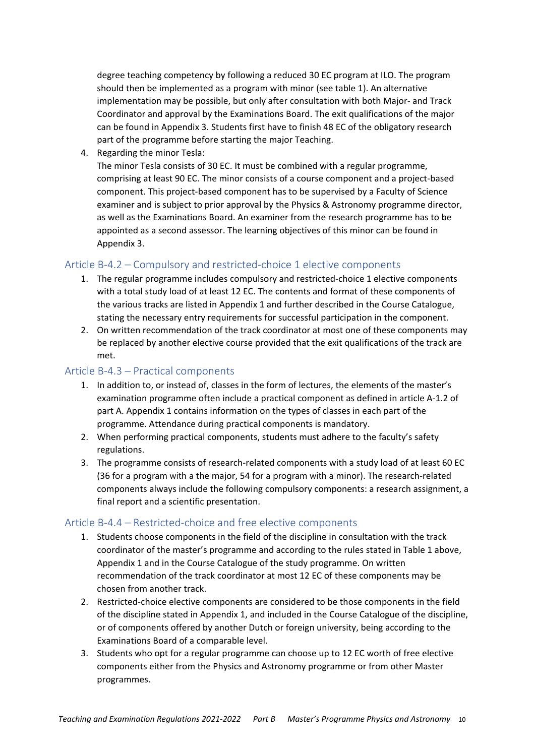degree teaching competency by following a reduced 30 EC program at ILO. The program should then be implemented as a program with minor (see table 1). An alternative implementation may be possible, but only after consultation with both Major- and Track Coordinator and approval by the Examinations Board. The exit qualifications of the major can be found in Appendix 3. Students first have to finish 48 EC of the obligatory research part of the programme before starting the major Teaching.

4. Regarding the minor Tesla:
   The minor Tesla consists of 30 EC. It must be combined with a regular programme, comprising at least 90 EC. The minor consists of a course component and a project-based component. This project-based component has to be supervised by a Faculty of Science examiner and is subject to prior approval by the Physics & Astronomy programme director, as well as the Examinations Board. An examiner from the research programme has to be appointed as a second assessor. The learning objectives of this minor can be found in Appendix 3.

## Article B-4.2 – Compulsory and restricted-choice 1 elective components

1. The regular programme includes compulsory and restricted-choice 1 elective components with a total study load of at least 12 EC. The contents and format of these components of the various tracks are listed in Appendix 1 and further described in the Course Catalogue, stating the necessary entry requirements for successful participation in the component.
2. On written recommendation of the track coordinator at most one of these components may be replaced by another elective course provided that the exit qualifications of the track are met.

## Article B-4.3 – Practical components

1. In addition to, or instead of, classes in the form of lectures, the elements of the master's examination programme often include a practical component as defined in article A-1.2 of part A. Appendix 1 contains information on the types of classes in each part of the programme. Attendance during practical components is mandatory.
2. When performing practical components, students must adhere to the faculty's safety regulations.
3. The programme consists of research-related components with a study load of at least 60 EC (36 for a program with a the major, 54 for a program with a minor). The research-related components always include the following compulsory components: a research assignment, a final report and a scientific presentation.

## Article B-4.4 – Restricted-choice and free elective components

1. Students choose components in the field of the discipline in consultation with the track coordinator of the master's programme and according to the rules stated in Table 1 above, Appendix 1 and in the Course Catalogue of the study programme. On written recommendation of the track coordinator at most 12 EC of these components may be chosen from another track.
2. Restricted-choice elective components are considered to be those components in the field of the discipline stated in Appendix 1, and included in the Course Catalogue of the discipline, or of components offered by another Dutch or foreign university, being according to the Examinations Board of a comparable level.
3. Students who opt for a regular programme can choose up to 12 EC worth of free elective components either from the Physics and Astronomy programme or from other Master programmes.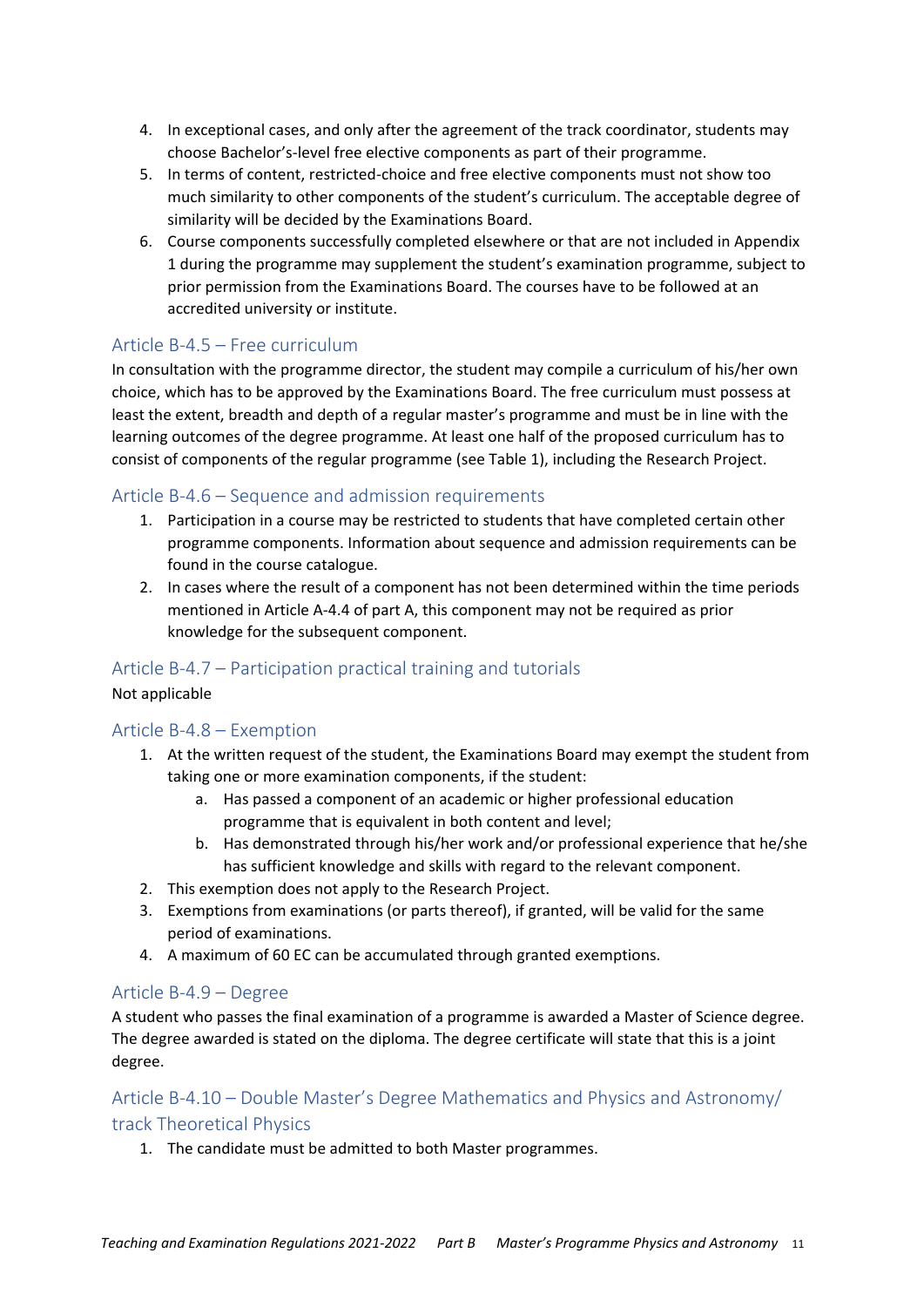4. In exceptional cases, and only after the agreement of the track coordinator, students may choose Bachelor's-level free elective components as part of their programme.
5. In terms of content, restricted-choice and free elective components must not show too much similarity to other components of the student's curriculum. The acceptable degree of similarity will be decided by the Examinations Board.
6. Course components successfully completed elsewhere or that are not included in Appendix 1 during the programme may supplement the student's examination programme, subject to prior permission from the Examinations Board. The courses have to be followed at an accredited university or institute.

## Article B-4.5 – Free curriculum

In consultation with the programme director, the student may compile a curriculum of his/her own choice, which has to be approved by the Examinations Board. The free curriculum must possess at least the extent, breadth and depth of a regular master's programme and must be in line with the learning outcomes of the degree programme. At least one half of the proposed curriculum has to consist of components of the regular programme (see Table 1), including the Research Project.

## Article B-4.6 – Sequence and admission requirements

1. Participation in a course may be restricted to students that have completed certain other programme components. Information about sequence and admission requirements can be found in the course catalogue.
2. In cases where the result of a component has not been determined within the time periods mentioned in Article A-4.4 of part A, this component may not be required as prior knowledge for the subsequent component.

## Article B-4.7 – Participation practical training and tutorials

Not applicable

## Article B-4.8 – Exemption

1. At the written request of the student, the Examinations Board may exempt the student from taking one or more examination components, if the student:
   a. Has passed a component of an academic or higher professional education programme that is equivalent in both content and level;
   b. Has demonstrated through his/her work and/or professional experience that he/she has sufficient knowledge and skills with regard to the relevant component.
2. This exemption does not apply to the Research Project.
3. Exemptions from examinations (or parts thereof), if granted, will be valid for the same period of examinations.
4. A maximum of 60 EC can be accumulated through granted exemptions.

## Article B-4.9 – Degree

A student who passes the final examination of a programme is awarded a Master of Science degree. The degree awarded is stated on the diploma. The degree certificate will state that this is a joint degree.

## Article B-4.10 – Double Master's Degree Mathematics and Physics and Astronomy/ track Theoretical Physics

1. The candidate must be admitted to both Master programmes.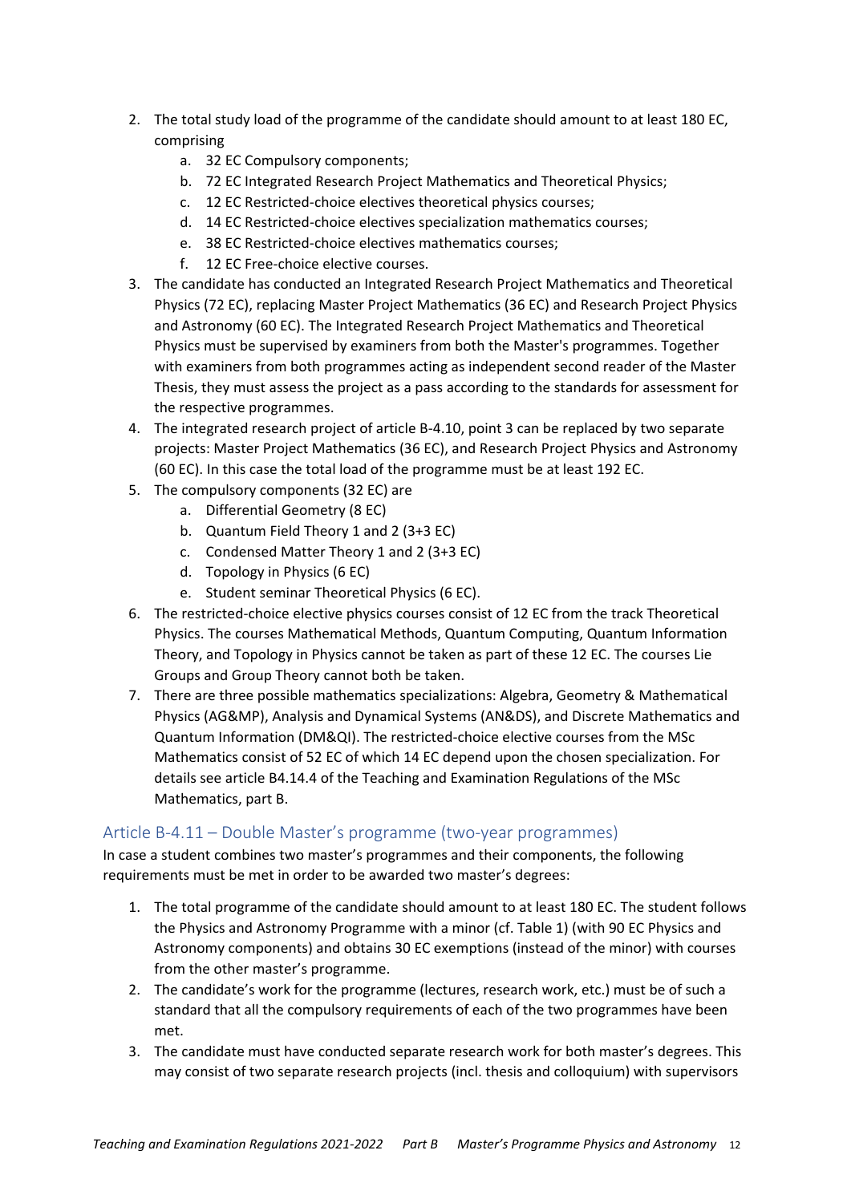2. The total study load of the programme of the candidate should amount to at least 180 EC, comprising
    a. 32 EC Compulsory components;
    b. 72 EC Integrated Research Project Mathematics and Theoretical Physics;
    c. 12 EC Restricted-choice electives theoretical physics courses;
    d. 14 EC Restricted-choice electives specialization mathematics courses;
    e. 38 EC Restricted-choice electives mathematics courses;
    f. 12 EC Free-choice elective courses.
3. The candidate has conducted an Integrated Research Project Mathematics and Theoretical Physics (72 EC), replacing Master Project Mathematics (36 EC) and Research Project Physics and Astronomy (60 EC). The Integrated Research Project Mathematics and Theoretical Physics must be supervised by examiners from both the Master's programmes. Together with examiners from both programmes acting as independent second reader of the Master Thesis, they must assess the project as a pass according to the standards for assessment for the respective programmes.
4. The integrated research project of article B-4.10, point 3 can be replaced by two separate projects: Master Project Mathematics (36 EC), and Research Project Physics and Astronomy (60 EC). In this case the total load of the programme must be at least 192 EC.
5. The compulsory components (32 EC) are
    a. Differential Geometry (8 EC)
    b. Quantum Field Theory 1 and 2 (3+3 EC)
    c. Condensed Matter Theory 1 and 2 (3+3 EC)
    d. Topology in Physics (6 EC)
    e. Student seminar Theoretical Physics (6 EC).
6. The restricted-choice elective physics courses consist of 12 EC from the track Theoretical Physics. The courses Mathematical Methods, Quantum Computing, Quantum Information Theory, and Topology in Physics cannot be taken as part of these 12 EC. The courses Lie Groups and Group Theory cannot both be taken.
7. There are three possible mathematics specializations: Algebra, Geometry & Mathematical Physics (AG&MP), Analysis and Dynamical Systems (AN&DS), and Discrete Mathematics and Quantum Information (DM&QI). The restricted-choice elective courses from the MSc Mathematics consist of 52 EC of which 14 EC depend upon the chosen specialization. For details see article B4.14.4 of the Teaching and Examination Regulations of the MSc Mathematics, part B.

## Article B-4.11 – Double Master's programme (two-year programmes)

In case a student combines two master's programmes and their components, the following requirements must be met in order to be awarded two master's degrees:

1. The total programme of the candidate should amount to at least 180 EC. The student follows the Physics and Astronomy Programme with a minor (cf. Table 1) (with 90 EC Physics and Astronomy components) and obtains 30 EC exemptions (instead of the minor) with courses from the other master's programme.
2. The candidate's work for the programme (lectures, research work, etc.) must be of such a standard that all the compulsory requirements of each of the two programmes have been met.
3. The candidate must have conducted separate research work for both master's degrees. This may consist of two separate research projects (incl. thesis and colloquium) with supervisors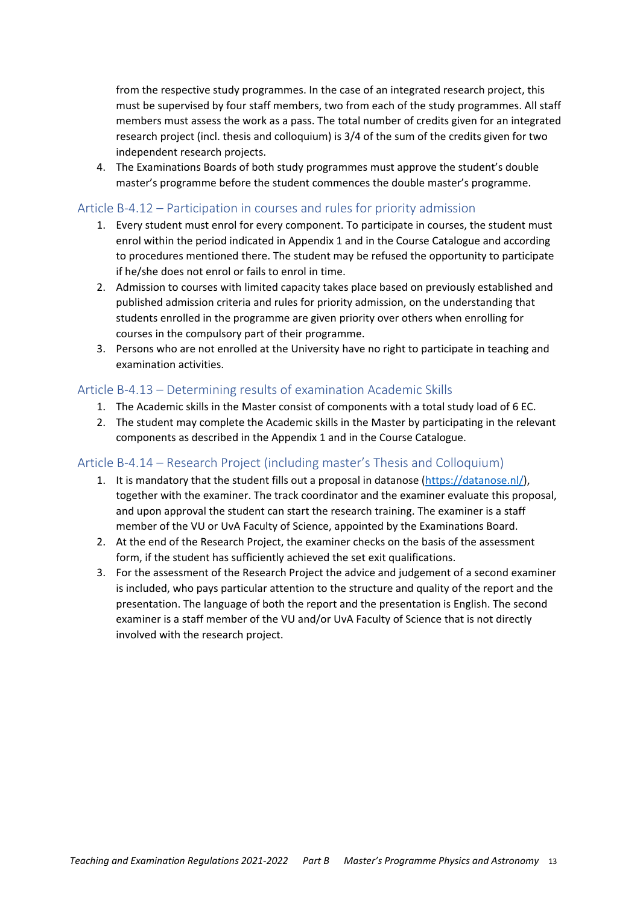from the respective study programmes. In the case of an integrated research project, this must be supervised by four staff members, two from each of the study programmes. All staff members must assess the work as a pass. The total number of credits given for an integrated research project (incl. thesis and colloquium) is 3/4 of the sum of the credits given for two independent research projects.

4. The Examinations Boards of both study programmes must approve the student's double master's programme before the student commences the double master's programme.

### Article B-4.12 – Participation in courses and rules for priority admission

1. Every student must enrol for every component. To participate in courses, the student must enrol within the period indicated in Appendix 1 and in the Course Catalogue and according to procedures mentioned there. The student may be refused the opportunity to participate if he/she does not enrol or fails to enrol in time.
2. Admission to courses with limited capacity takes place based on previously established and published admission criteria and rules for priority admission, on the understanding that students enrolled in the programme are given priority over others when enrolling for courses in the compulsory part of their programme.
3. Persons who are not enrolled at the University have no right to participate in teaching and examination activities.

### Article B-4.13 – Determining results of examination Academic Skills

1. The Academic skills in the Master consist of components with a total study load of 6 EC.
2. The student may complete the Academic skills in the Master by participating in the relevant components as described in the Appendix 1 and in the Course Catalogue.

### Article B-4.14 – Research Project (including master's Thesis and Colloquium)

1. It is mandatory that the student fills out a proposal in datanose (https://datanose.nl/), together with the examiner. The track coordinator and the examiner evaluate this proposal, and upon approval the student can start the research training. The examiner is a staff member of the VU or UvA Faculty of Science, appointed by the Examinations Board.
2. At the end of the Research Project, the examiner checks on the basis of the assessment form, if the student has sufficiently achieved the set exit qualifications.
3. For the assessment of the Research Project the advice and judgement of a second examiner is included, who pays particular attention to the structure and quality of the report and the presentation. The language of both the report and the presentation is English. The second examiner is a staff member of the VU and/or UvA Faculty of Science that is not directly involved with the research project.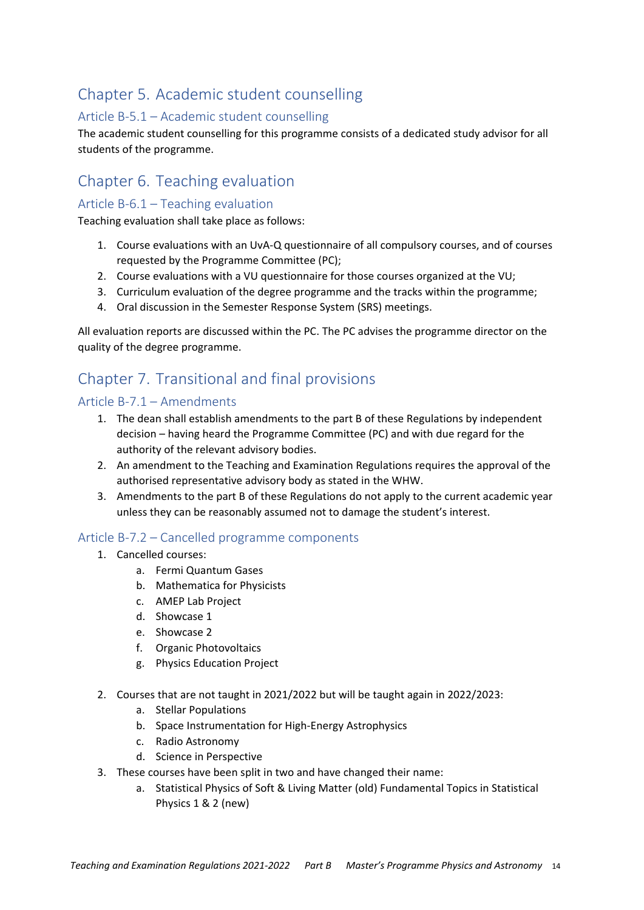# Chapter 5. Academic student counselling

## Article B-5.1 – Academic student counselling

The academic student counselling for this programme consists of a dedicated study advisor for all students of the programme.

# Chapter 6. Teaching evaluation

## Article B-6.1 – Teaching evaluation

Teaching evaluation shall take place as follows:

1. Course evaluations with an UvA-Q questionnaire of all compulsory courses, and of courses requested by the Programme Committee (PC);
2. Course evaluations with a VU questionnaire for those courses organized at the VU;
3. Curriculum evaluation of the degree programme and the tracks within the programme;
4. Oral discussion in the Semester Response System (SRS) meetings.

All evaluation reports are discussed within the PC. The PC advises the programme director on the quality of the degree programme.

# Chapter 7. Transitional and final provisions

## Article B-7.1 – Amendments

1. The dean shall establish amendments to the part B of these Regulations by independent decision – having heard the Programme Committee (PC) and with due regard for the authority of the relevant advisory bodies.
2. An amendment to the Teaching and Examination Regulations requires the approval of the authorised representative advisory body as stated in the WHW.
3. Amendments to the part B of these Regulations do not apply to the current academic year unless they can be reasonably assumed not to damage the student's interest.

## Article B-7.2 – Cancelled programme components

1. Cancelled courses:
    a. Fermi Quantum Gases
    b. Mathematica for Physicists
    c. AMEP Lab Project
    d. Showcase 1
    e. Showcase 2
    f. Organic Photovoltaics
    g. Physics Education Project

2. Courses that are not taught in 2021/2022 but will be taught again in 2022/2023:
    a. Stellar Populations
    b. Space Instrumentation for High-Energy Astrophysics
    c. Radio Astronomy
    d. Science in Perspective
3. These courses have been split in two and have changed their name:
    a. Statistical Physics of Soft & Living Matter (old) Fundamental Topics in Statistical Physics 1 & 2 (new)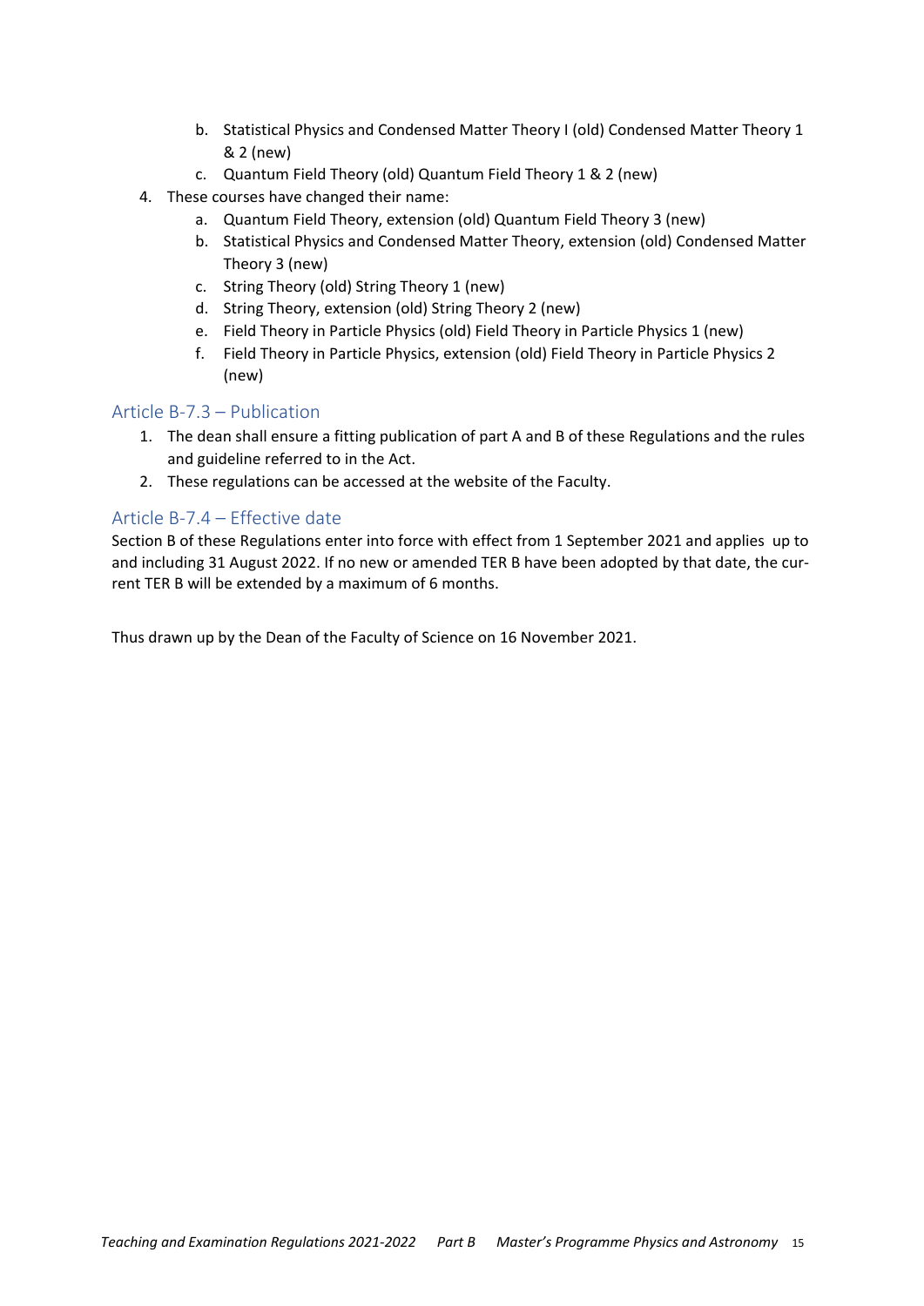b. Statistical Physics and Condensed Matter Theory I (old) Condensed Matter Theory 1 & 2 (new)
   c. Quantum Field Theory (old) Quantum Field Theory 1 & 2 (new)
4. These courses have changed their name:
   a. Quantum Field Theory, extension (old) Quantum Field Theory 3 (new)
   b. Statistical Physics and Condensed Matter Theory, extension (old) Condensed Matter Theory 3 (new)
   c. String Theory (old) String Theory 1 (new)
   d. String Theory, extension (old) String Theory 2 (new)
   e. Field Theory in Particle Physics (old) Field Theory in Particle Physics 1 (new)
   f. Field Theory in Particle Physics, extension (old) Field Theory in Particle Physics 2 (new)

## Article B-7.3 – Publication

1. The dean shall ensure a fitting publication of part A and B of these Regulations and the rules and guideline referred to in the Act.
2. These regulations can be accessed at the website of the Faculty.

## Article B-7.4 – Effective date

Section B of these Regulations enter into force with effect from 1 September 2021 and applies up to and including 31 August 2022. If no new or amended TER B have been adopted by that date, the current TER B will be extended by a maximum of 6 months.

Thus drawn up by the Dean of the Faculty of Science on 16 November 2021.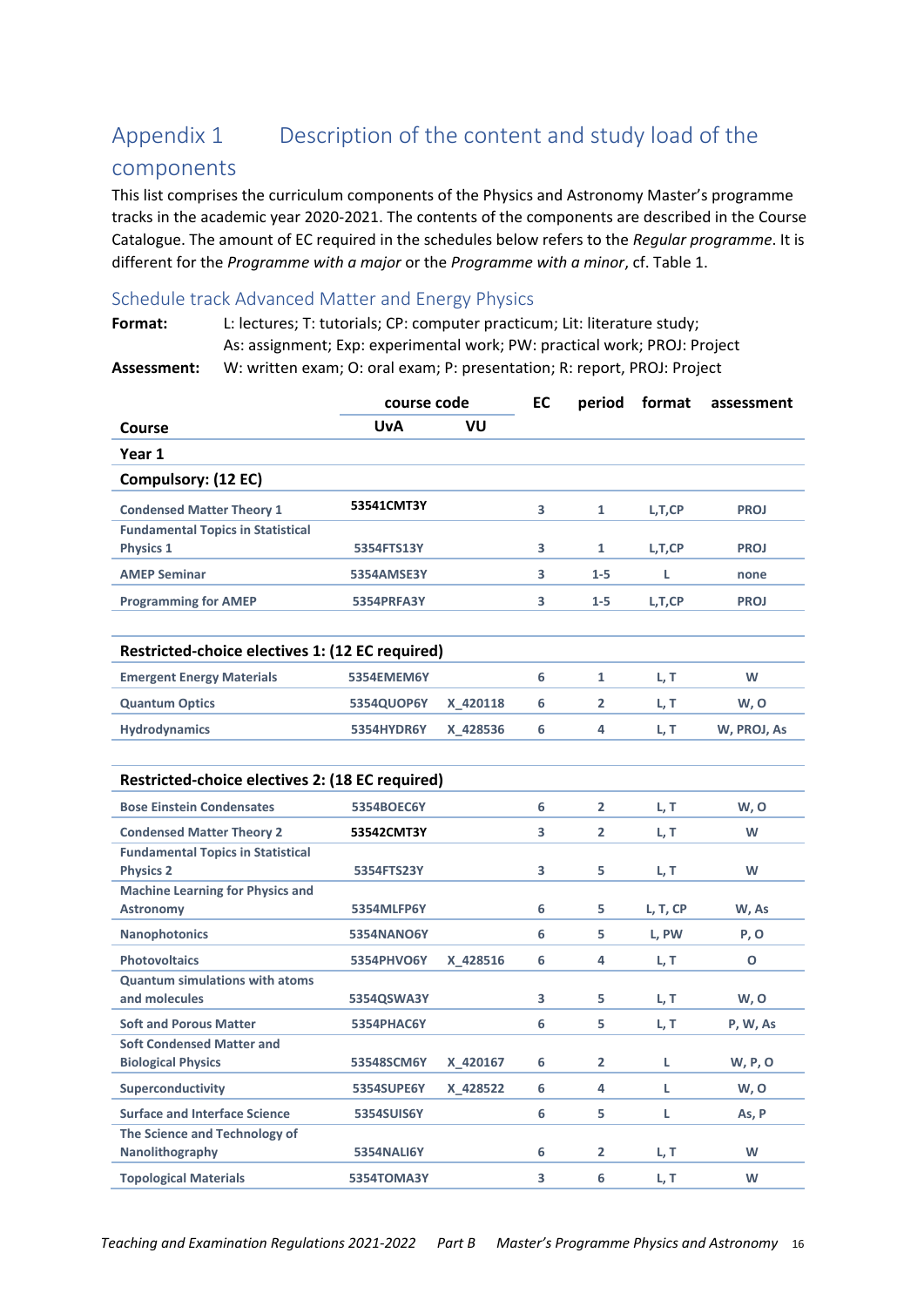# Appendix 1 Description of the content and study load of the components

This list comprises the curriculum components of the Physics and Astronomy Master's programme tracks in the academic year 2020-2021. The contents of the components are described in the Course Catalogue. The amount of EC required in the schedules below refers to the *Regular programme*. It is different for the *Programme with a major* or the *Programme with a minor*, cf. Table 1.

## Schedule track Advanced Matter and Energy Physics

**Format:** L: lectures; T: tutorials; CP: computer practicum; Lit: literature study; As: assignment; Exp: experimental work; PW: practical work; PROJ: Project

**Assessment:** W: written exam; O: oral exam; P: presentation; R: report, PROJ: Project

| Course | course code UvA | VU | EC | period | format | assessment |
|---|---|---|---|---|---|---|
| **Year 1** | | | | | | |
| **Compulsory: (12 EC)** | | | | | | |
| Condensed Matter Theory 1 | 53541CMT3Y | | 3 | 1 | L,T,CP | PROJ |
| Fundamental Topics in Statistical Physics 1 | 5354FTS13Y | | 3 | 1 | L,T,CP | PROJ |
| AMEP Seminar | 5354AMSE3Y | | 3 | 1-5 | L | none |
| Programming for AMEP | 5354PRFA3Y | | 3 | 1-5 | L,T,CP | PROJ |
| | | | | | | |
| **Restricted-choice electives 1: (12 EC required)** | | | | | | |
| Emergent Energy Materials | 5354EMEM6Y | | 6 | 1 | L, T | W |
| Quantum Optics | 5354QUOP6Y | X_420118 | 6 | 2 | L, T | W, O |
| Hydrodynamics | 5354HYDR6Y | X_428536 | 6 | 4 | L, T | W, PROJ, As |
| | | | | | | |
| **Restricted-choice electives 2: (18 EC required)** | | | | | | |
| Bose Einstein Condensates | 5354BOEC6Y | | 6 | 2 | L, T | W, O |
| Condensed Matter Theory 2 | 53542CMT3Y | | 3 | 2 | L, T | W |
| Fundamental Topics in Statistical Physics 2 | 5354FTS23Y | | 3 | 5 | L, T | W |
| Machine Learning for Physics and Astronomy | 5354MLFP6Y | | 6 | 5 | L, T, CP | W, As |
| Nanophotonics | 5354NANO6Y | | 6 | 5 | L, PW | P, O |
| Photovoltaics | 5354PHVO6Y | X_428516 | 6 | 4 | L, T | O |
| Quantum simulations with atoms and molecules | 5354QSWA3Y | | 3 | 5 | L, T | W, O |
| Soft and Porous Matter | 5354PHAC6Y | | 6 | 5 | L, T | P, W, As |
| Soft Condensed Matter and Biological Physics | 53548SCM6Y | X_420167 | 6 | 2 | L | W, P, O |
| Superconductivity | 5354SUPE6Y | X_428522 | 6 | 4 | L | W, O |
| Surface and Interface Science | 5354SUIS6Y | | 6 | 5 | L | As, P |
| The Science and Technology of Nanolithography | 5354NALI6Y | | 6 | 2 | L, T | W |
| Topological Materials | 5354TOMA3Y | | 3 | 6 | L, T | W |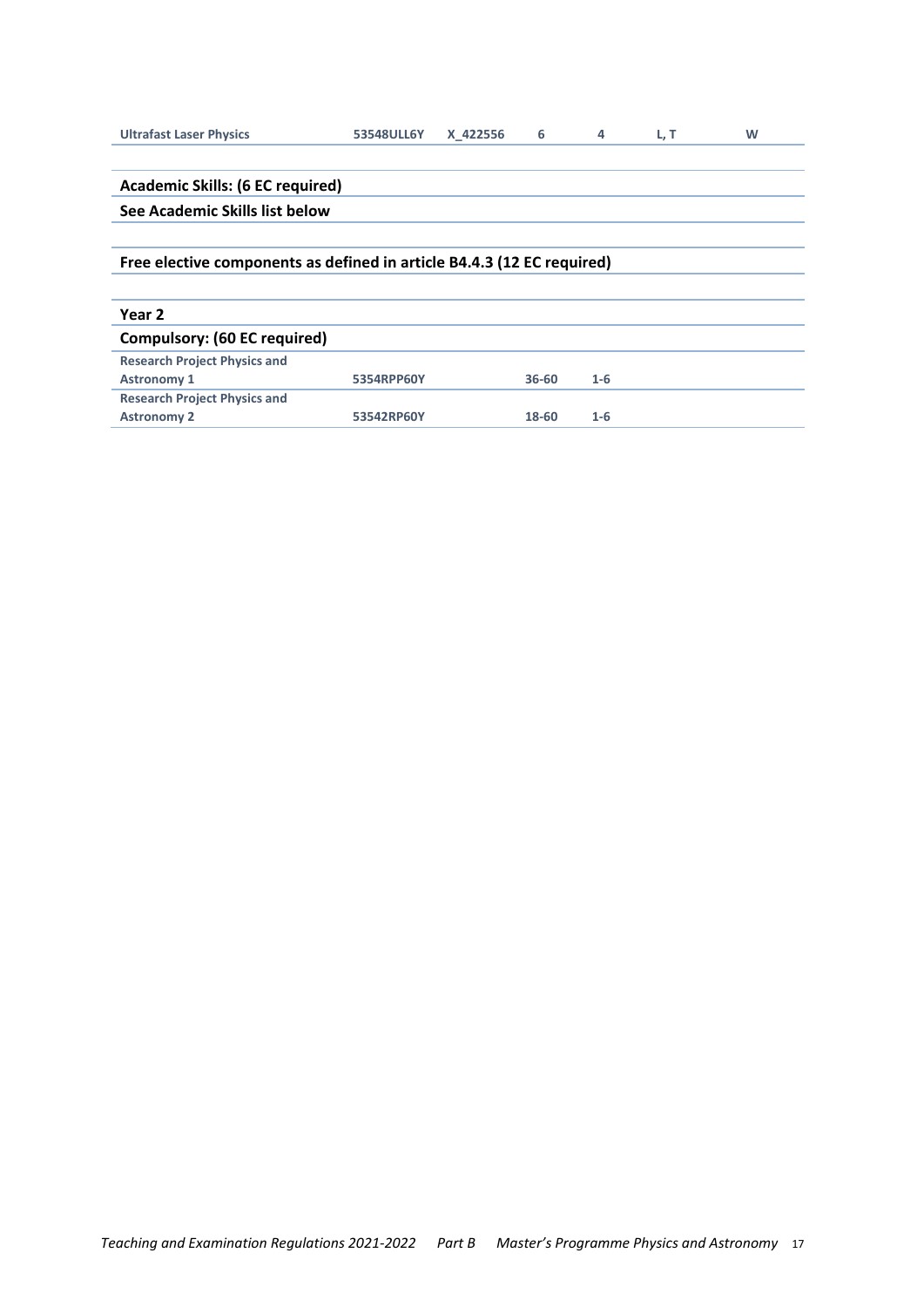| | | | | | | |
|---|---|---|---|---|---|---|
| Ultrafast Laser Physics | 53548ULL6Y | X_422556 | 6 | 4 | L, T | W |

**Academic Skills: (6 EC required)**

**See Academic Skills list below**

**Free elective components as defined in article B4.4.3 (12 EC required)**

**Year 2**

**Compulsory: (60 EC required)**

| | | | | | | |
|---|---|---|---|---|---|---|
| Research Project Physics and Astronomy 1 | 5354RPP60Y | | 36-60 | 1-6 | | |
| Research Project Physics and Astronomy 2 | 53542RP60Y | | 18-60 | 1-6 | | |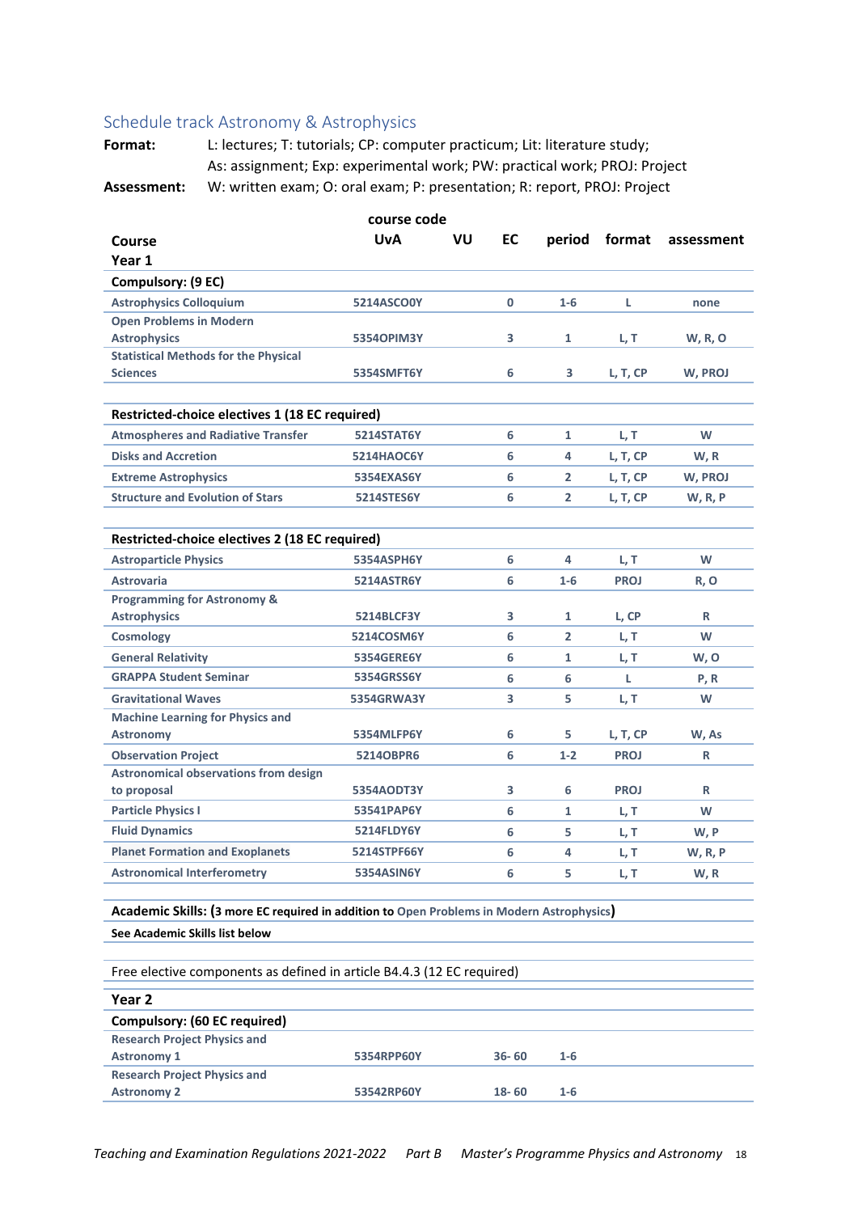## Schedule track Astronomy & Astrophysics

**Format:** L: lectures; T: tutorials; CP: computer practicum; Lit: literature study; As: assignment; Exp: experimental work; PW: practical work; PROJ: Project

**Assessment:** W: written exam; O: oral exam; P: presentation; R: report, PROJ: Project

| Course | course code UvA | VU | EC | period | format | assessment |
|---|---|---|---|---|---|---|
| **Year 1** | | | | | | |
| **Compulsory: (9 EC)** | | | | | | |
| Astrophysics Colloquium | 5214ASCO0Y | | 0 | 1-6 | L | none |
| Open Problems in Modern Astrophysics | 5354OPIM3Y | | 3 | 1 | L, T | W, R, O |
| Statistical Methods for the Physical Sciences | 5354SMFT6Y | | 6 | 3 | L, T, CP | W, PROJ |
| **Restricted-choice electives 1 (18 EC required)** | | | | | | |
| Atmospheres and Radiative Transfer | 5214STAT6Y | | 6 | 1 | L, T | W |
| Disks and Accretion | 5214HAOC6Y | | 6 | 4 | L, T, CP | W, R |
| Extreme Astrophysics | 5354EXAS6Y | | 6 | 2 | L, T, CP | W, PROJ |
| Structure and Evolution of Stars | 5214STES6Y | | 6 | 2 | L, T, CP | W, R, P |
| **Restricted-choice electives 2 (18 EC required)** | | | | | | |
| Astroparticle Physics | 5354ASPH6Y | | 6 | 4 | L, T | W |
| Astrovaria | 5214ASTR6Y | | 6 | 1-6 | PROJ | R, O |
| Programming for Astronomy & Astrophysics | 5214BLCF3Y | | 3 | 1 | L, CP | R |
| Cosmology | 5214COSM6Y | | 6 | 2 | L, T | W |
| General Relativity | 5354GERE6Y | | 6 | 1 | L, T | W, O |
| GRAPPA Student Seminar | 5354GRSS6Y | | 6 | 6 | L | P, R |
| Gravitational Waves | 5354GRWA3Y | | 3 | 5 | L, T | W |
| Machine Learning for Physics and Astronomy | 5354MLFP6Y | | 6 | 5 | L, T, CP | W, As |
| Observation Project | 5214OBPR6 | | 6 | 1-2 | PROJ | R |
| Astronomical observations from design to proposal | 5354AODT3Y | | 3 | 6 | PROJ | R |
| Particle Physics I | 53541PAP6Y | | 6 | 1 | L, T | W |
| Fluid Dynamics | 5214FLDY6Y | | 6 | 5 | L, T | W, P |
| Planet Formation and Exoplanets | 5214STPF66Y | | 6 | 4 | L, T | W, R, P |
| Astronomical Interferometry | 5354ASIN6Y | | 6 | 5 | L, T | W, R |
| **Academic Skills: (3 more EC required in addition to Open Problems in Modern Astrophysics)** | | | | | | |
| **See Academic Skills list below** | | | | | | |
| Free elective components as defined in article B4.4.3 (12 EC required) | | | | | | |
| **Year 2** | | | | | | |
| **Compulsory: (60 EC required)** | | | | | | |
| Research Project Physics and Astronomy 1 | 5354RPP60Y | | 36- 60 | 1-6 | | |
| Research Project Physics and Astronomy 2 | 53542RP60Y | | 18- 60 | 1-6 | | |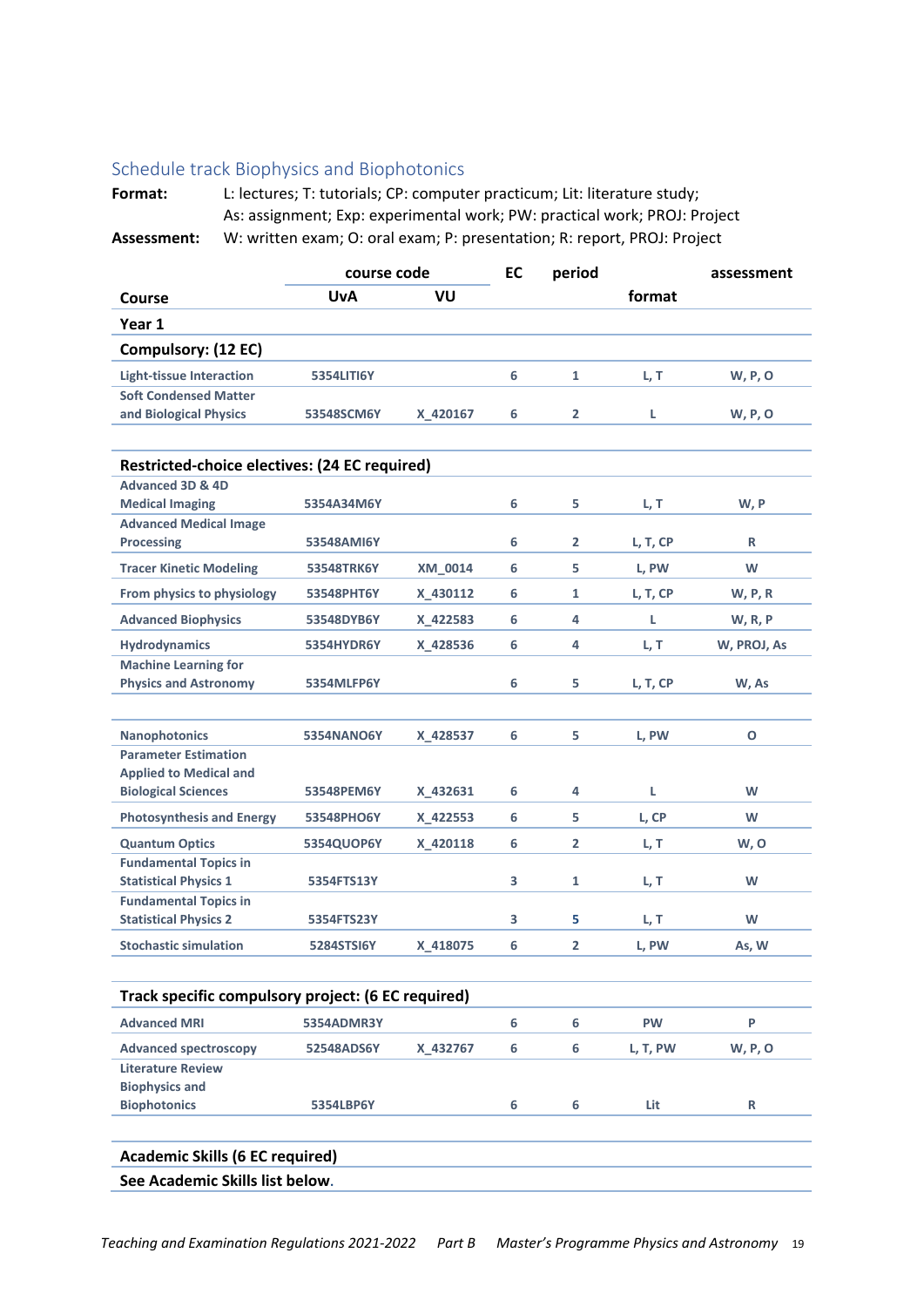## Schedule track Biophysics and Biophotonics

**Format:** L: lectures; T: tutorials; CP: computer practicum; Lit: literature study; As: assignment; Exp: experimental work; PW: practical work; PROJ: Project

**Assessment:** W: written exam; O: oral exam; P: presentation; R: report, PROJ: Project

| Course | course code UvA | VU | EC | period | format | assessment |
|---|---|---|---|---|---|---|
| **Year 1** | | | | | | |
| **Compulsory: (12 EC)** | | | | | | |
| Light-tissue Interaction | 5354LITI6Y | | 6 | 1 | L, T | W, P, O |
| Soft Condensed Matter and Biological Physics | 53548SCM6Y | X_420167 | 6 | 2 | L | W, P, O |
| **Restricted-choice electives: (24 EC required)** | | | | | | |
| Advanced 3D & 4D Medical Imaging | 5354A34M6Y | | 6 | 5 | L, T | W, P |
| Advanced Medical Image Processing | 53548AMI6Y | | 6 | 2 | L, T, CP | R |
| Tracer Kinetic Modeling | 53548TRK6Y | XM_0014 | 6 | 5 | L, PW | W |
| From physics to physiology | 53548PHT6Y | X_430112 | 6 | 1 | L, T, CP | W, P, R |
| Advanced Biophysics | 53548DYB6Y | X_422583 | 6 | 4 | L | W, R, P |
| Hydrodynamics | 5354HYDR6Y | X_428536 | 6 | 4 | L, T | W, PROJ, As |
| Machine Learning for Physics and Astronomy | 5354MLFP6Y | | 6 | 5 | L, T, CP | W, As |
| Nanophotonics | 5354NANO6Y | X_428537 | 6 | 5 | L, PW | O |
| Parameter Estimation Applied to Medical and Biological Sciences | 53548PEM6Y | X_432631 | 6 | 4 | L | W |
| Photosynthesis and Energy | 53548PHO6Y | X_422553 | 6 | 5 | L, CP | W |
| Quantum Optics | 5354QUOP6Y | X_420118 | 6 | 2 | L, T | W, O |
| Fundamental Topics in Statistical Physics 1 | 5354FTS13Y | | 3 | 1 | L, T | W |
| Fundamental Topics in Statistical Physics 2 | 5354FTS23Y | | 3 | 5 | L, T | W |
| Stochastic simulation | 5284STSI6Y | X_418075 | 6 | 2 | L, PW | As, W |
| **Track specific compulsory project: (6 EC required)** | | | | | | |
| Advanced MRI | 5354ADMR3Y | | 6 | 6 | PW | P |
| Advanced spectroscopy | 52548ADS6Y | X_432767 | 6 | 6 | L, T, PW | W, P, O |
| Literature Review Biophysics and Biophotonics | 5354LBP6Y | | 6 | 6 | Lit | R |
| **Academic Skills (6 EC required)** | | | | | | |
| **See Academic Skills list below**. | | | | | | |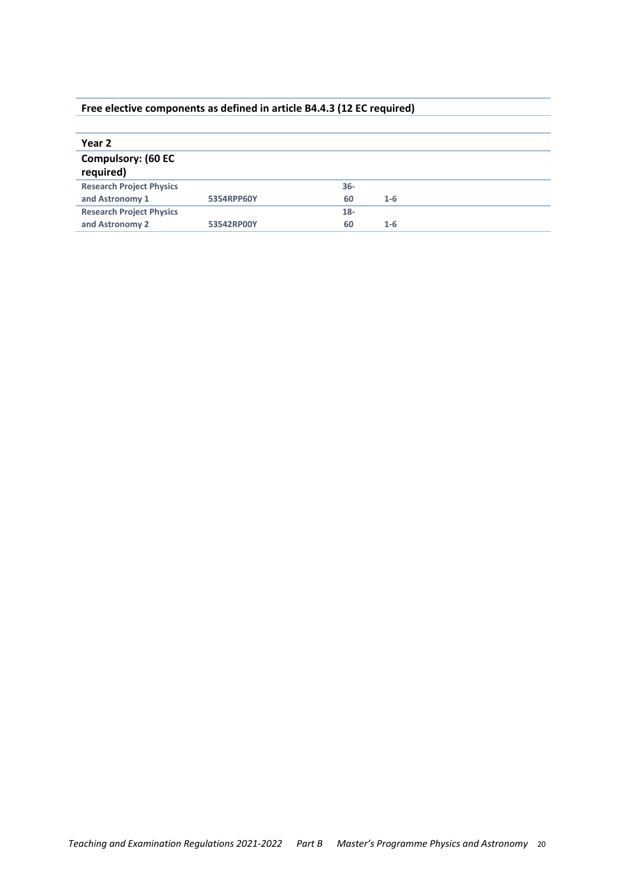**Free elective components as defined in article B4.4.3 (12 EC required)**

| Year 2 | | | |
|---|---|---|---|
| **Compulsory: (60 EC required)** | | | |
| **Research Project Physics and Astronomy 1** | **5354RPP60Y** | **36-60** | **1-6** |
| **Research Project Physics and Astronomy 2** | **53542RP00Y** | **18-60** | **1-6** |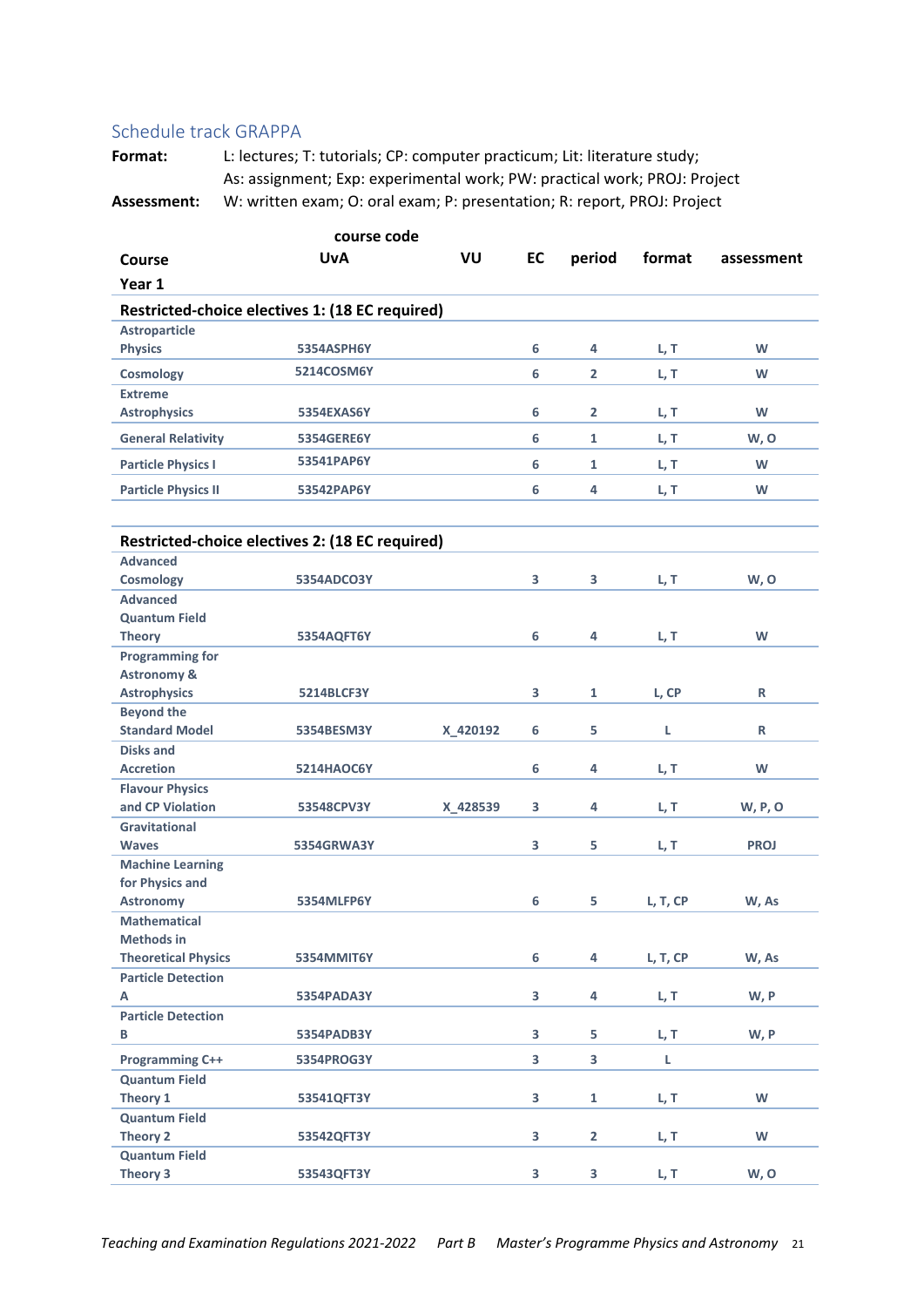## Schedule track GRAPPA

**Format:** L: lectures; T: tutorials; CP: computer practicum; Lit: literature study; As: assignment; Exp: experimental work; PW: practical work; PROJ: Project

**Assessment:** W: written exam; O: oral exam; P: presentation; R: report, PROJ: Project

| Course | course code UvA | VU | EC | period | format | assessment |
|---|---|---|---|---|---|---|
| **Year 1** | | | | | | |
| **Restricted-choice electives 1: (18 EC required)** | | | | | | |
| Astroparticle Physics | 5354ASPH6Y | | 6 | 4 | L, T | W |
| Cosmology | 5214COSM6Y | | 6 | 2 | L, T | W |
| Extreme Astrophysics | 5354EXAS6Y | | 6 | 2 | L, T | W |
| General Relativity | 5354GERE6Y | | 6 | 1 | L, T | W, O |
| Particle Physics I | 53541PAP6Y | | 6 | 1 | L, T | W |
| Particle Physics II | 53542PAP6Y | | 6 | 4 | L, T | W |
| **Restricted-choice electives 2: (18 EC required)** | | | | | | |
| Advanced Cosmology | 5354ADCO3Y | | 3 | 3 | L, T | W, O |
| Advanced Quantum Field Theory | 5354AQFT6Y | | 6 | 4 | L, T | W |
| Programming for Astronomy & Astrophysics | 5214BLCF3Y | | 3 | 1 | L, CP | R |
| Beyond the Standard Model | 5354BESM3Y | X_420192 | 6 | 5 | L | R |
| Disks and Accretion | 5214HAOC6Y | | 6 | 4 | L, T | W |
| Flavour Physics and CP Violation | 53548CPV3Y | X_428539 | 3 | 4 | L, T | W, P, O |
| Gravitational Waves | 5354GRWA3Y | | 3 | 5 | L, T | PROJ |
| Machine Learning for Physics and Astronomy | 5354MLFP6Y | | 6 | 5 | L, T, CP | W, As |
| Mathematical Methods in Theoretical Physics | 5354MMIT6Y | | 6 | 4 | L, T, CP | W, As |
| Particle Detection A | 5354PADA3Y | | 3 | 4 | L, T | W, P |
| Particle Detection B | 5354PADB3Y | | 3 | 5 | L, T | W, P |
| Programming C++ | 5354PROG3Y | | 3 | 3 | L | |
| Quantum Field Theory 1 | 53541QFT3Y | | 3 | 1 | L, T | W |
| Quantum Field Theory 2 | 53542QFT3Y | | 3 | 2 | L, T | W |
| Quantum Field Theory 3 | 53543QFT3Y | | 3 | 3 | L, T | W, O |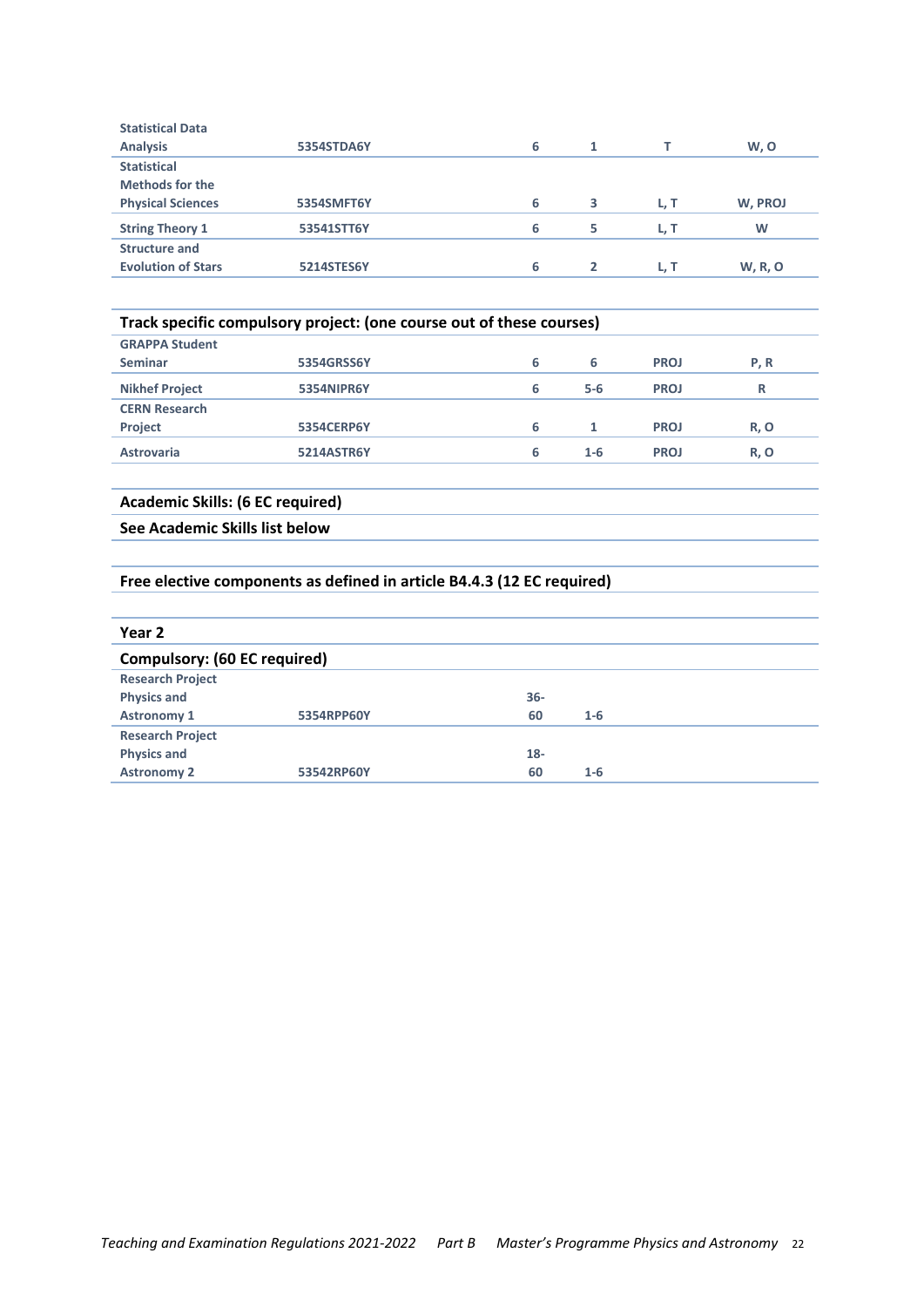| | | | | | |
|---|---|---|---|---|---|
| Statistical Data Analysis | 5354STDA6Y | 6 | 1 | T | W, O |
| Statistical Methods for the Physical Sciences | 5354SMFT6Y | 6 | 3 | L, T | W, PROJ |
| String Theory 1 | 53541STT6Y | 6 | 5 | L, T | W |
| Structure and Evolution of Stars | 5214STES6Y | 6 | 2 | L, T | W, R, O |

| Track specific compulsory project: (one course out of these courses) | | | | | |
|---|---|---|---|---|---|
| GRAPPA Student Seminar | 5354GRSS6Y | 6 | 6 | PROJ | P, R |
| Nikhef Project | 5354NIPR6Y | 6 | 5-6 | PROJ | R |
| CERN Research Project | 5354CERP6Y | 6 | 1 | PROJ | R, O |
| Astrovaria | 5214ASTR6Y | 6 | 1-6 | PROJ | R, O |

**Academic Skills: (6 EC required)**

**See Academic Skills list below**

**Free elective components as defined in article B4.4.3 (12 EC required)**

## Year 2

| Compulsory: (60 EC required) | | | |
|---|---|---|---|
| Research Project Physics and Astronomy 1 | 5354RPP60Y | 36-60 | 1-6 |
| Research Project Physics and Astronomy 2 | 53542RP60Y | 18-60 | 1-6 |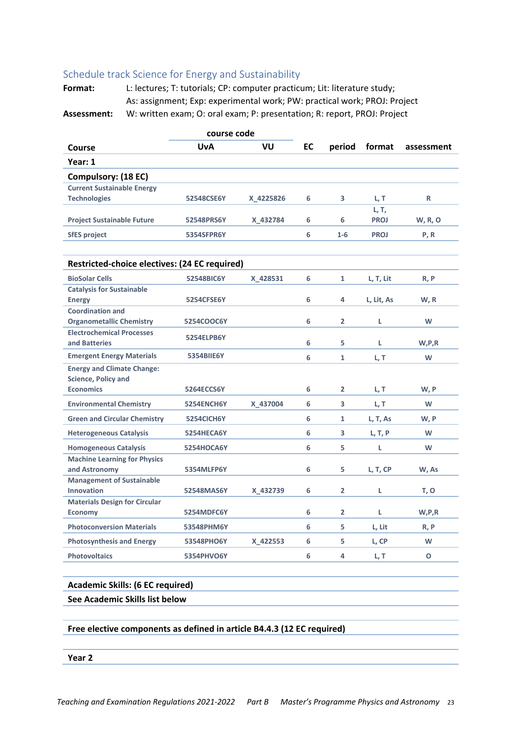## Schedule track Science for Energy and Sustainability

**Format:** L: lectures; T: tutorials; CP: computer practicum; Lit: literature study; As: assignment; Exp: experimental work; PW: practical work; PROJ: Project

**Assessment:** W: written exam; O: oral exam; P: presentation; R: report, PROJ: Project

| Course | course code UvA | course code VU | EC | period | format | assessment |
|---|---|---|---|---|---|---|
| **Year: 1** | | | | | | |
| **Compulsory: (18 EC)** | | | | | | |
| Current Sustainable Energy Technologies | 52548CSE6Y | X_4225826 | 6 | 3 | L, T | R |
| Project Sustainable Future | 52548PRS6Y | X_432784 | 6 | 6 | L, T, PROJ | W, R, O |
| SfES project | 5354SFPR6Y | | 6 | 1-6 | PROJ | P, R |
| **Restricted-choice electives: (24 EC required)** | | | | | | |
| BioSolar Cells | 52548BIC6Y | X_428531 | 6 | 1 | L, T, Lit | R, P |
| Catalysis for Sustainable Energy | 5254CFSE6Y | | 6 | 4 | L, Lit, As | W, R |
| Coordination and Organometallic Chemistry | 5254COOC6Y | | 6 | 2 | L | W |
| Electrochemical Processes and Batteries | 5254ELPB6Y | | 6 | 5 | L | W,P,R |
| Emergent Energy Materials | 5354BIIE6Y | | 6 | 1 | L, T | W |
| Energy and Climate Change: Science, Policy and Economics | 5264ECCS6Y | | 6 | 2 | L, T | W, P |
| Environmental Chemistry | 5254ENCH6Y | X_437004 | 6 | 3 | L, T | W |
| Green and Circular Chemistry | 5254CICH6Y | | 6 | 1 | L, T, As | W, P |
| Heterogeneous Catalysis | 5254HECA6Y | | 6 | 3 | L, T, P | W |
| Homogeneous Catalysis | 5254HOCA6Y | | 6 | 5 | L | W |
| Machine Learning for Physics and Astronomy | 5354MLFP6Y | | 6 | 5 | L, T, CP | W, As |
| Management of Sustainable Innovation | 52548MAS6Y | X_432739 | 6 | 2 | L | T, O |
| Materials Design for Circular Economy | 5254MDFC6Y | | 6 | 2 | L | W,P,R |
| Photoconversion Materials | 53548PHM6Y | | 6 | 5 | L, Lit | R, P |
| Photosynthesis and Energy | 53548PHO6Y | X_422553 | 6 | 5 | L, CP | W |
| Photovoltaics | 5354PHVO6Y | | 6 | 4 | L, T | O |
| **Academic Skills: (6 EC required)** | | | | | | |
| **See Academic Skills list below** | | | | | | |
| **Free elective components as defined in article B4.4.3 (12 EC required)** | | | | | | |
| **Year 2** | | | | | | |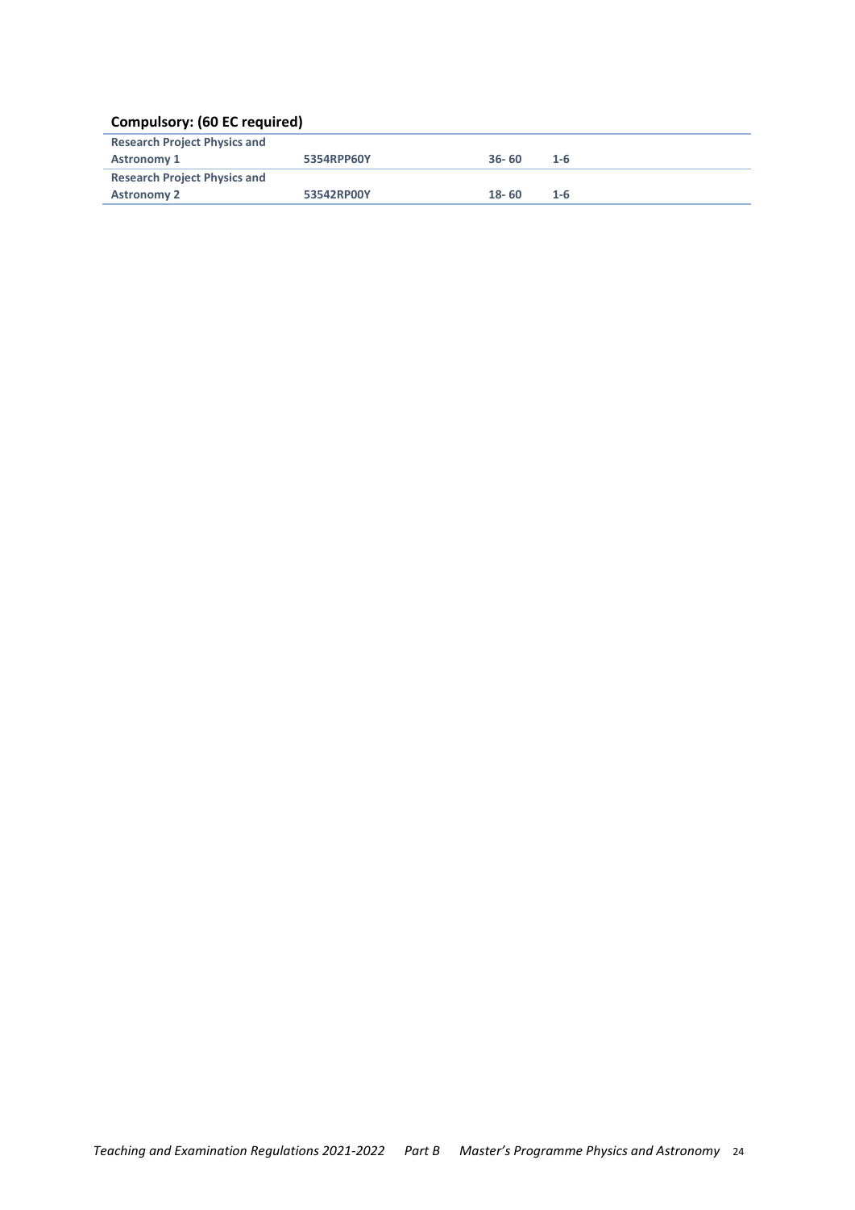### Compulsory: (60 EC required)

| | | | |
|---|---|---|---|
| **Research Project Physics and Astronomy 1** | **5354RPP60Y** | **36- 60** | **1-6** |
| **Research Project Physics and Astronomy 2** | **53542RP00Y** | **18- 60** | **1-6** |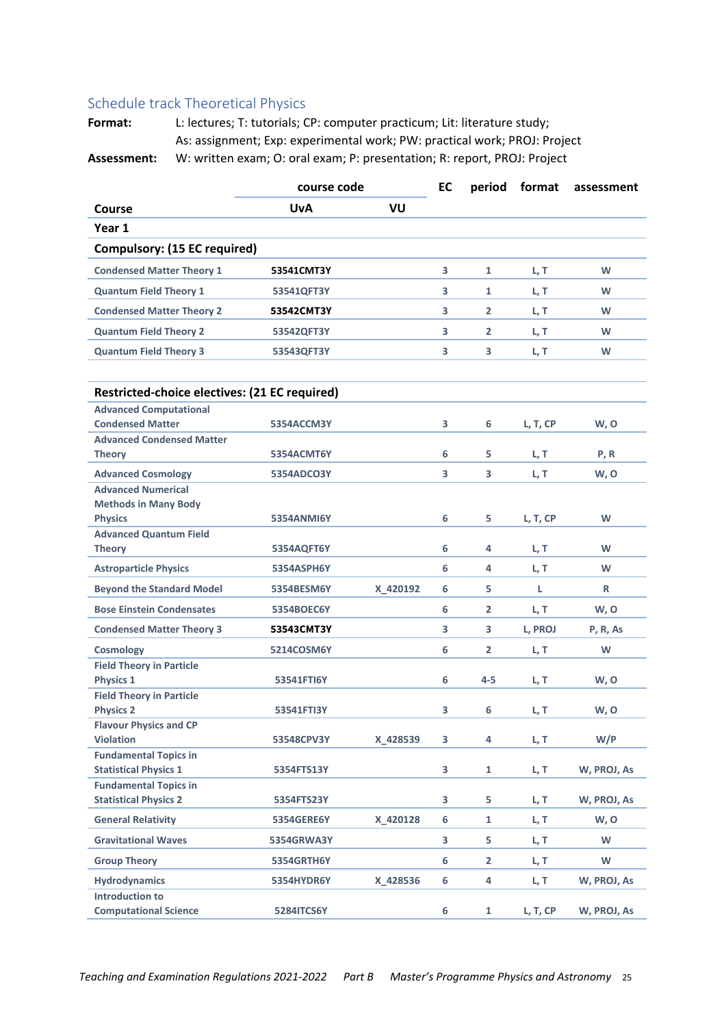## Schedule track Theoretical Physics

**Format:** L: lectures; T: tutorials; CP: computer practicum; Lit: literature study; As: assignment; Exp: experimental work; PW: practical work; PROJ: Project

**Assessment:** W: written exam; O: oral exam; P: presentation; R: report, PROJ: Project

| Course | course code UvA | VU | EC | period | format | assessment |
|---|---|---|---|---|---|---|
| **Year 1** | | | | | | |
| **Compulsory: (15 EC required)** | | | | | | |
| Condensed Matter Theory 1 | 53541CMT3Y | | 3 | 1 | L, T | W |
| Quantum Field Theory 1 | 53541QFT3Y | | 3 | 1 | L, T | W |
| Condensed Matter Theory 2 | 53542CMT3Y | | 3 | 2 | L, T | W |
| Quantum Field Theory 2 | 53542QFT3Y | | 3 | 2 | L, T | W |
| Quantum Field Theory 3 | 53543QFT3Y | | 3 | 3 | L, T | W |
| **Restricted-choice electives: (21 EC required)** | | | | | | |
| Advanced Computational Condensed Matter | 5354ACCM3Y | | 3 | 6 | L, T, CP | W, O |
| Advanced Condensed Matter Theory | 5354ACMT6Y | | 6 | 5 | L, T | P, R |
| Advanced Cosmology | 5354ADCO3Y | | 3 | 3 | L, T | W, O |
| Advanced Numerical Methods in Many Body Physics | 5354ANMI6Y | | 6 | 5 | L, T, CP | W |
| Advanced Quantum Field Theory | 5354AQFT6Y | | 6 | 4 | L, T | W |
| Astroparticle Physics | 5354ASPH6Y | | 6 | 4 | L, T | W |
| Beyond the Standard Model | 5354BESM6Y | X_420192 | 6 | 5 | L | R |
| Bose Einstein Condensates | 5354BOEC6Y | | 6 | 2 | L, T | W, O |
| Condensed Matter Theory 3 | 53543CMT3Y | | 3 | 3 | L, PROJ | P, R, As |
| Cosmology | 5214COSM6Y | | 6 | 2 | L, T | W |
| Field Theory in Particle Physics 1 | 53541FTI6Y | | 6 | 4-5 | L, T | W, O |
| Field Theory in Particle Physics 2 | 53541FTI3Y | | 3 | 6 | L, T | W, O |
| Flavour Physics and CP Violation | 53548CPV3Y | X_428539 | 3 | 4 | L, T | W/P |
| Fundamental Topics in Statistical Physics 1 | 5354FTS13Y | | 3 | 1 | L, T | W, PROJ, As |
| Fundamental Topics in Statistical Physics 2 | 5354FTS23Y | | 3 | 5 | L, T | W, PROJ, As |
| General Relativity | 5354GERE6Y | X_420128 | 6 | 1 | L, T | W, O |
| Gravitational Waves | 5354GRWA3Y | | 3 | 5 | L, T | W |
| Group Theory | 5354GRTH6Y | | 6 | 2 | L, T | W |
| Hydrodynamics | 5354HYDR6Y | X_428536 | 6 | 4 | L, T | W, PROJ, As |
| Introduction to Computational Science | 5284ITCS6Y | | 6 | 1 | L, T, CP | W, PROJ, As |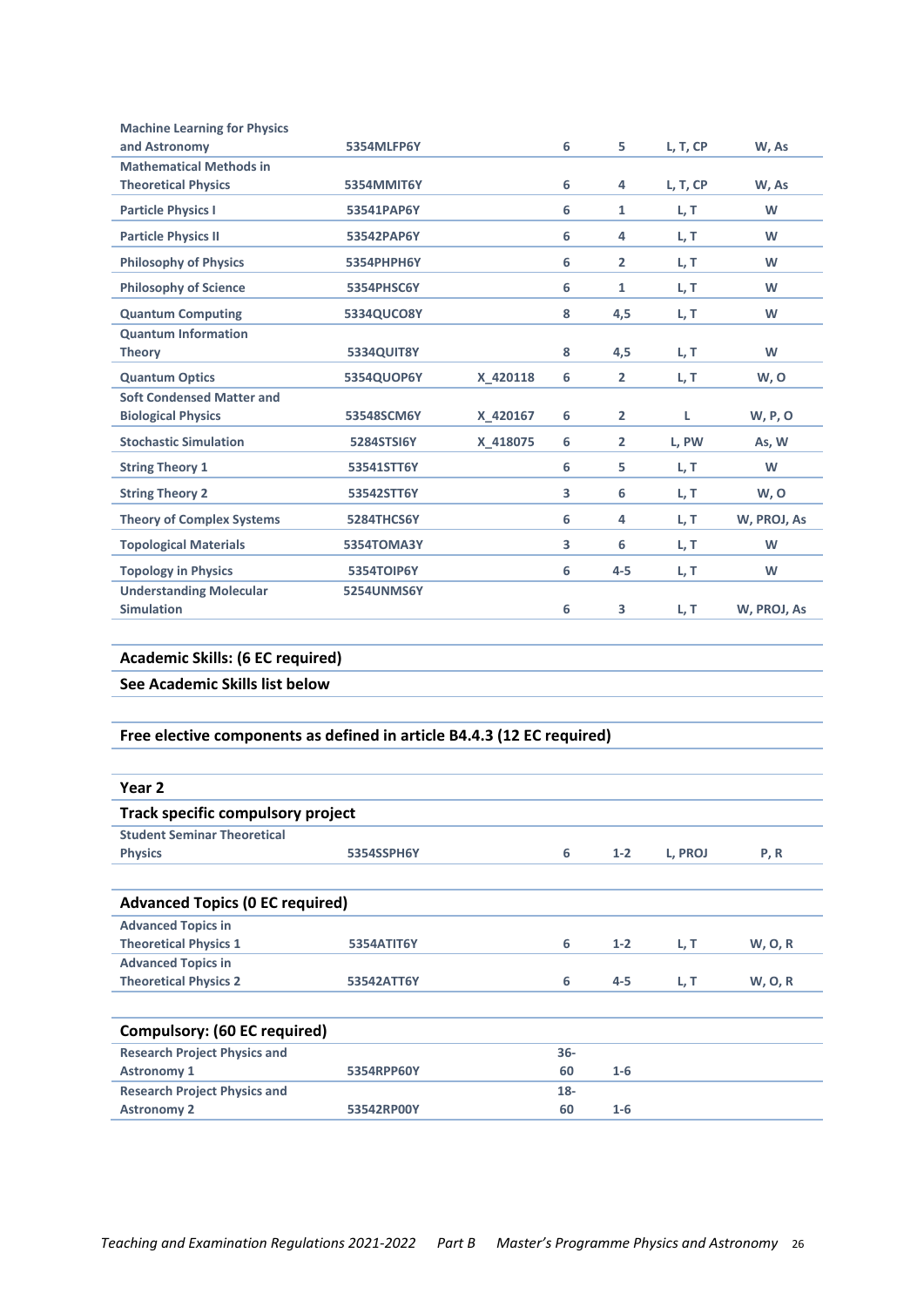| | | | | | | |
|---|---|---|---|---|---|---|
| Machine Learning for Physics and Astronomy | 5354MLFP6Y | | 6 | 5 | L, T, CP | W, As |
| Mathematical Methods in Theoretical Physics | 5354MMIT6Y | | 6 | 4 | L, T, CP | W, As |
| Particle Physics I | 53541PAP6Y | | 6 | 1 | L, T | W |
| Particle Physics II | 53542PAP6Y | | 6 | 4 | L, T | W |
| Philosophy of Physics | 5354PHPH6Y | | 6 | 2 | L, T | W |
| Philosophy of Science | 5354PHSC6Y | | 6 | 1 | L, T | W |
| Quantum Computing | 5334QUCO8Y | | 8 | 4,5 | L, T | W |
| Quantum Information Theory | 5334QUIT8Y | | 8 | 4,5 | L, T | W |
| Quantum Optics | 5354QUOP6Y | X_420118 | 6 | 2 | L, T | W, O |
| Soft Condensed Matter and Biological Physics | 53548SCM6Y | X_420167 | 6 | 2 | L | W, P, O |
| Stochastic Simulation | 5284STSI6Y | X_418075 | 6 | 2 | L, PW | As, W |
| String Theory 1 | 53541STT6Y | | 6 | 5 | L, T | W |
| String Theory 2 | 53542STT6Y | | 3 | 6 | L, T | W, O |
| Theory of Complex Systems | 5284THCS6Y | | 6 | 4 | L, T | W, PROJ, As |
| Topological Materials | 5354TOMA3Y | | 3 | 6 | L, T | W |
| Topology in Physics | 5354TOIP6Y | | 6 | 4-5 | L, T | W |
| Understanding Molecular Simulation | 5254UNMS6Y | | 6 | 3 | L, T | W, PROJ, As |

**Academic Skills: (6 EC required)**

**See Academic Skills list below**

**Free elective components as defined in article B4.4.3 (12 EC required)**

## Year 2

**Track specific compulsory project**

| | | | | | | |
|---|---|---|---|---|---|---|
| Student Seminar Theoretical Physics | 5354SSPH6Y | | 6 | 1-2 | L, PROJ | P, R |

**Advanced Topics (0 EC required)**

| | | | | | | |
|---|---|---|---|---|---|---|
| Advanced Topics in Theoretical Physics 1 | 5354ATIT6Y | | 6 | 1-2 | L, T | W, O, R |
| Advanced Topics in Theoretical Physics 2 | 53542ATT6Y | | 6 | 4-5 | L, T | W, O, R |

**Compulsory: (60 EC required)**

| | | | | | | |
|---|---|---|---|---|---|---|
| Research Project Physics and Astronomy 1 | 5354RPP60Y | | 36-60 | 1-6 | | |
| Research Project Physics and Astronomy 2 | 53542RP00Y | | 18-60 | 1-6 | | |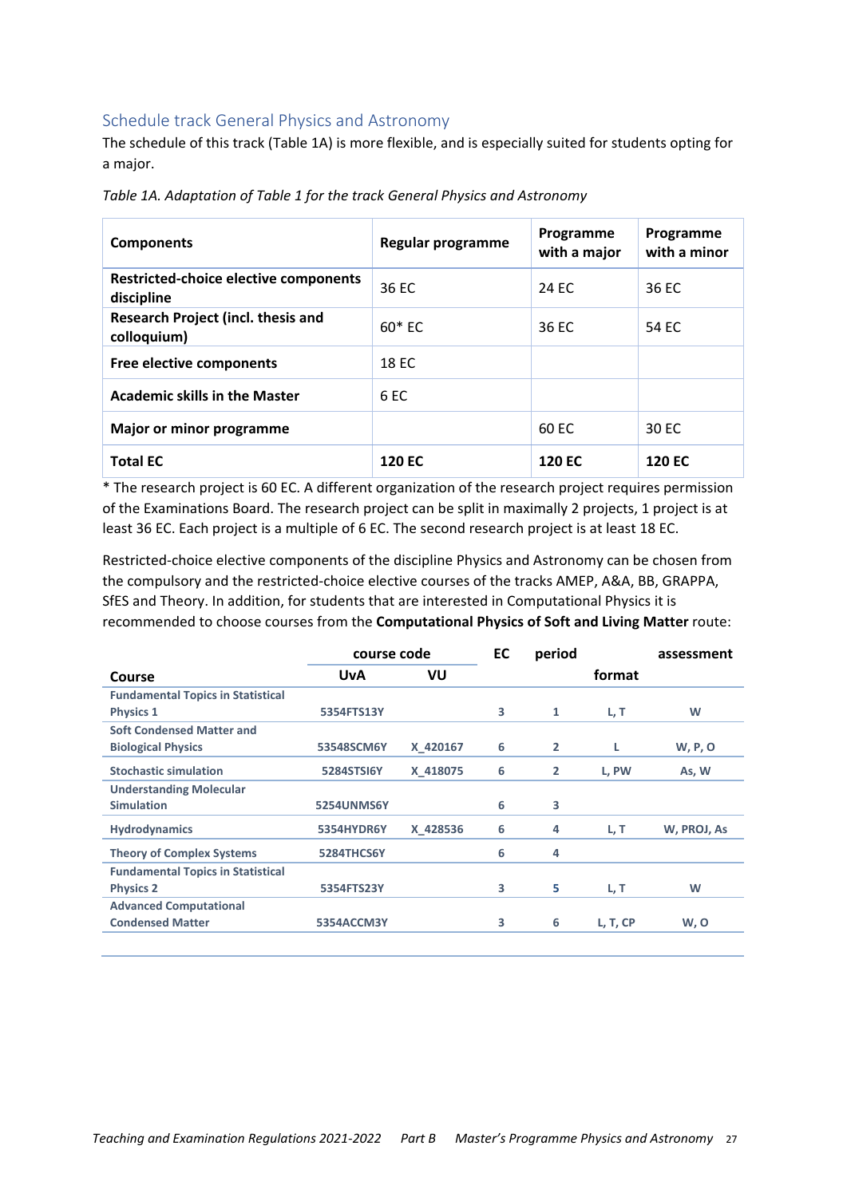### Schedule track General Physics and Astronomy

The schedule of this track (Table 1A) is more flexible, and is especially suited for students opting for a major.

*Table 1A. Adaptation of Table 1 for the track General Physics and Astronomy*

| Components | Regular programme | Programme with a major | Programme with a minor |
|---|---|---|---|
| **Restricted-choice elective components discipline** | 36 EC | 24 EC | 36 EC |
| **Research Project (incl. thesis and colloquium)** | 60* EC | 36 EC | 54 EC |
| **Free elective components** | 18 EC | | |
| **Academic skills in the Master** | 6 EC | | |
| **Major or minor programme** | | 60 EC | 30 EC |
| **Total EC** | **120 EC** | **120 EC** | **120 EC** |

* The research project is 60 EC. A different organization of the research project requires permission of the Examinations Board. The research project can be split in maximally 2 projects, 1 project is at least 36 EC. Each project is a multiple of 6 EC. The second research project is at least 18 EC.

Restricted-choice elective components of the discipline Physics and Astronomy can be chosen from the compulsory and the restricted-choice elective courses of the tracks AMEP, A&A, BB, GRAPPA, SfES and Theory. In addition, for students that are interested in Computational Physics it is recommended to choose courses from the **Computational Physics of Soft and Living Matter** route:

| Course | course code UvA | VU | EC | period | format | assessment |
|---|---|---|---|---|---|---|
| **Fundamental Topics in Statistical Physics 1** | 5354FTS13Y | | 3 | 1 | L, T | W |
| **Soft Condensed Matter and Biological Physics** | 53548SCM6Y | X_420167 | 6 | 2 | L | W, P, O |
| **Stochastic simulation** | 5284STSI6Y | X_418075 | 6 | 2 | L, PW | As, W |
| **Understanding Molecular Simulation** | 5254UNMS6Y | | 6 | 3 | | |
| **Hydrodynamics** | 5354HYDR6Y | X_428536 | 6 | 4 | L, T | W, PROJ, As |
| **Theory of Complex Systems** | 5284THCS6Y | | 6 | 4 | | |
| **Fundamental Topics in Statistical Physics 2** | 5354FTS23Y | | 3 | 5 | L, T | W |
| **Advanced Computational Condensed Matter** | 5354ACCM3Y | | 3 | 6 | L, T, CP | W, O |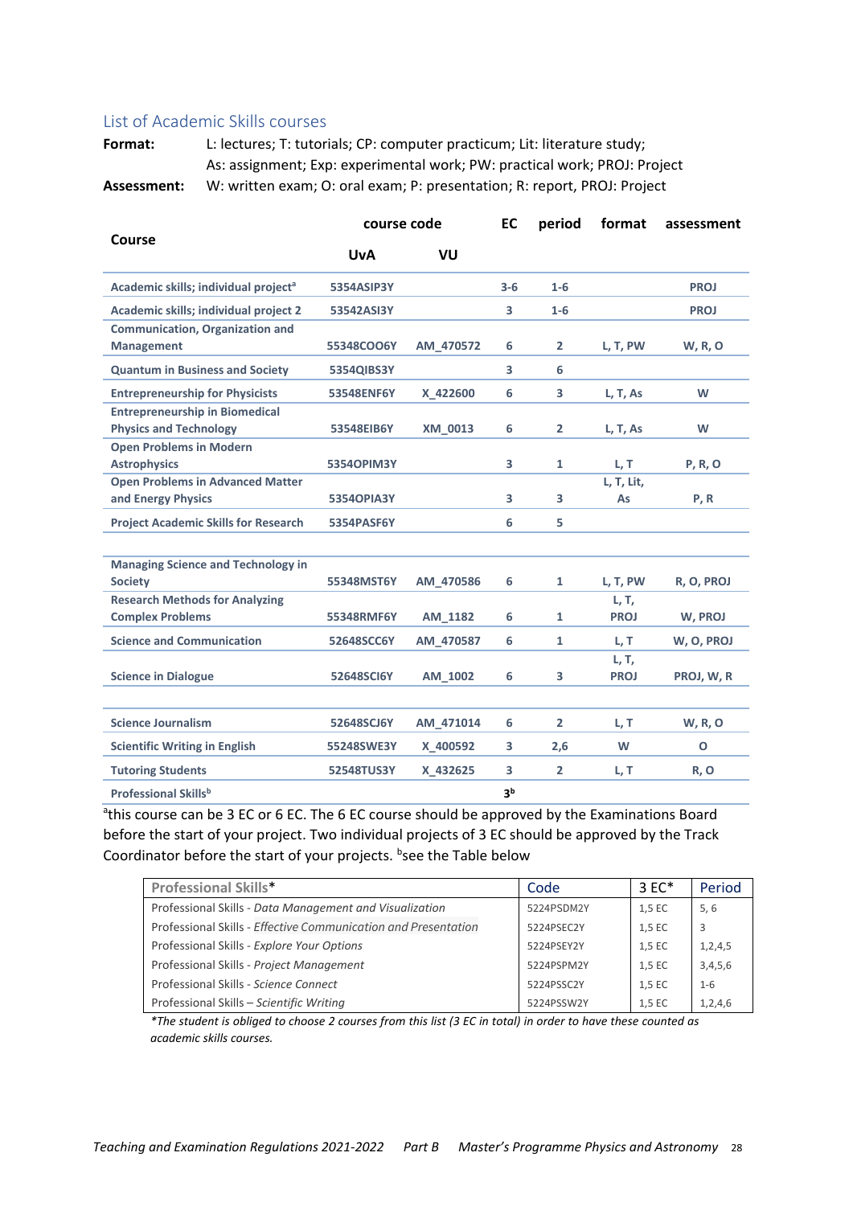## List of Academic Skills courses

**Format:** L: lectures; T: tutorials; CP: computer practicum; Lit: literature study; As: assignment; Exp: experimental work; PW: practical work; PROJ: Project

**Assessment:** W: written exam; O: oral exam; P: presentation; R: report, PROJ: Project

| Course | course code UvA | course code VU | EC | period | format | assessment |
|---|---|---|---|---|---|---|
| Academic skills; individual project[a] | 5354ASIP3Y | | 3-6 | 1-6 | | PROJ |
| Academic skills; individual project 2 | 53542ASI3Y | | 3 | 1-6 | | PROJ |
| Communication, Organization and Management | 55348COO6Y | AM_470572 | 6 | 2 | L, T, PW | W, R, O |
| Quantum in Business and Society | 5354QIBS3Y | | 3 | 6 | | |
| Entrepreneurship for Physicists | 53548ENF6Y | X_422600 | 6 | 3 | L, T, As | W |
| Entrepreneurship in Biomedical Physics and Technology | 53548EIB6Y | XM_0013 | 6 | 2 | L, T, As | W |
| Open Problems in Modern Astrophysics | 5354OPIM3Y | | 3 | 1 | L, T | P, R, O |
| Open Problems in Advanced Matter and Energy Physics | 5354OPIA3Y | | 3 | 3 | L, T, Lit, As | P, R |
| Project Academic Skills for Research | 5354PASF6Y | | 6 | 5 | | |
| | | | | | | |
| Managing Science and Technology in Society | 55348MST6Y | AM_470586 | 6 | 1 | L, T, PW | R, O, PROJ |
| Research Methods for Analyzing Complex Problems | 55348RMF6Y | AM_1182 | 6 | 1 | L, T, PROJ | W, PROJ |
| Science and Communication | 52648SCC6Y | AM_470587 | 6 | 1 | L, T | W, O, PROJ |
| Science in Dialogue | 52648SCI6Y | AM_1002 | 6 | 3 | L, T, PROJ | PROJ, W, R |
| | | | | | | |
| Science Journalism | 52648SCJ6Y | AM_471014 | 6 | 2 | L, T | W, R, O |
| Scientific Writing in English | 55248SWE3Y | X_400592 | 3 | 2,6 | W | O |
| Tutoring Students | 52548TUS3Y | X_432625 | 3 | 2 | L, T | R, O |
| Professional Skills[b] | | | 3[b] | | | |

[a]this course can be 3 EC or 6 EC. The 6 EC course should be approved by the Examinations Board before the start of your project. Two individual projects of 3 EC should be approved by the Track Coordinator before the start of your projects. [b]see the Table below

| Professional Skills* | Code | 3 EC* | Period |
|---|---|---|---|
| Professional Skills - *Data Management and Visualization* | 5224PSDM2Y | 1,5 EC | 5, 6 |
| Professional Skills - *Effective Communication and Presentation* | 5224PSEC2Y | 1,5 EC | 3 |
| Professional Skills - *Explore Your Options* | 5224PSEY2Y | 1,5 EC | 1,2,4,5 |
| Professional Skills - *Project Management* | 5224PSPM2Y | 1,5 EC | 3,4,5,6 |
| Professional Skills - *Science Connect* | 5224PSSC2Y | 1,5 EC | 1-6 |
| Professional Skills – *Scientific Writing* | 5224PSSW2Y | 1,5 EC | 1,2,4,6 |

*\*The student is obliged to choose 2 courses from this list (3 EC in total) in order to have these counted as academic skills courses.*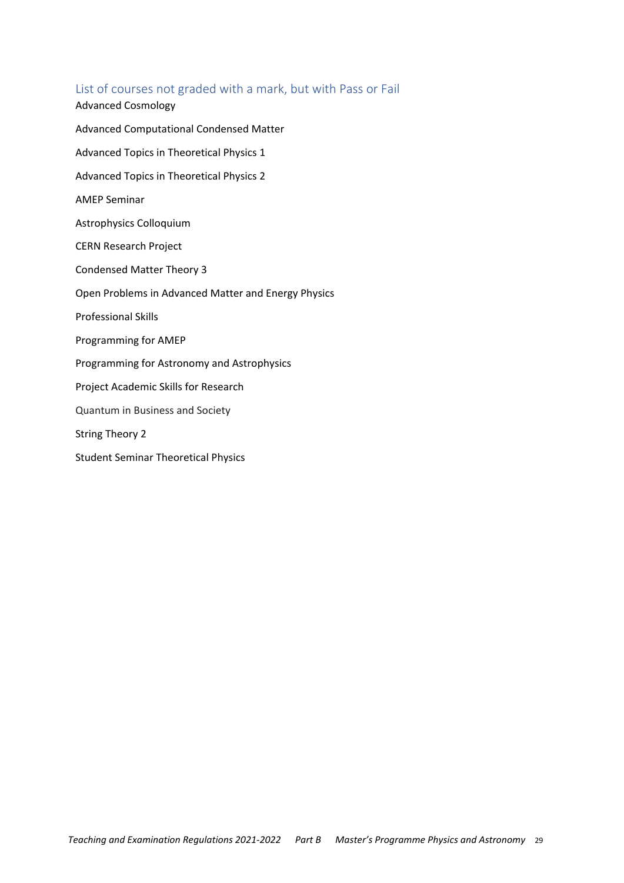## List of courses not graded with a mark, but with Pass or Fail

Advanced Cosmology

Advanced Computational Condensed Matter

Advanced Topics in Theoretical Physics 1

Advanced Topics in Theoretical Physics 2

AMEP Seminar

Astrophysics Colloquium

CERN Research Project

Condensed Matter Theory 3

Open Problems in Advanced Matter and Energy Physics

Professional Skills

Programming for AMEP

Programming for Astronomy and Astrophysics

Project Academic Skills for Research

Quantum in Business and Society

String Theory 2

Student Seminar Theoretical Physics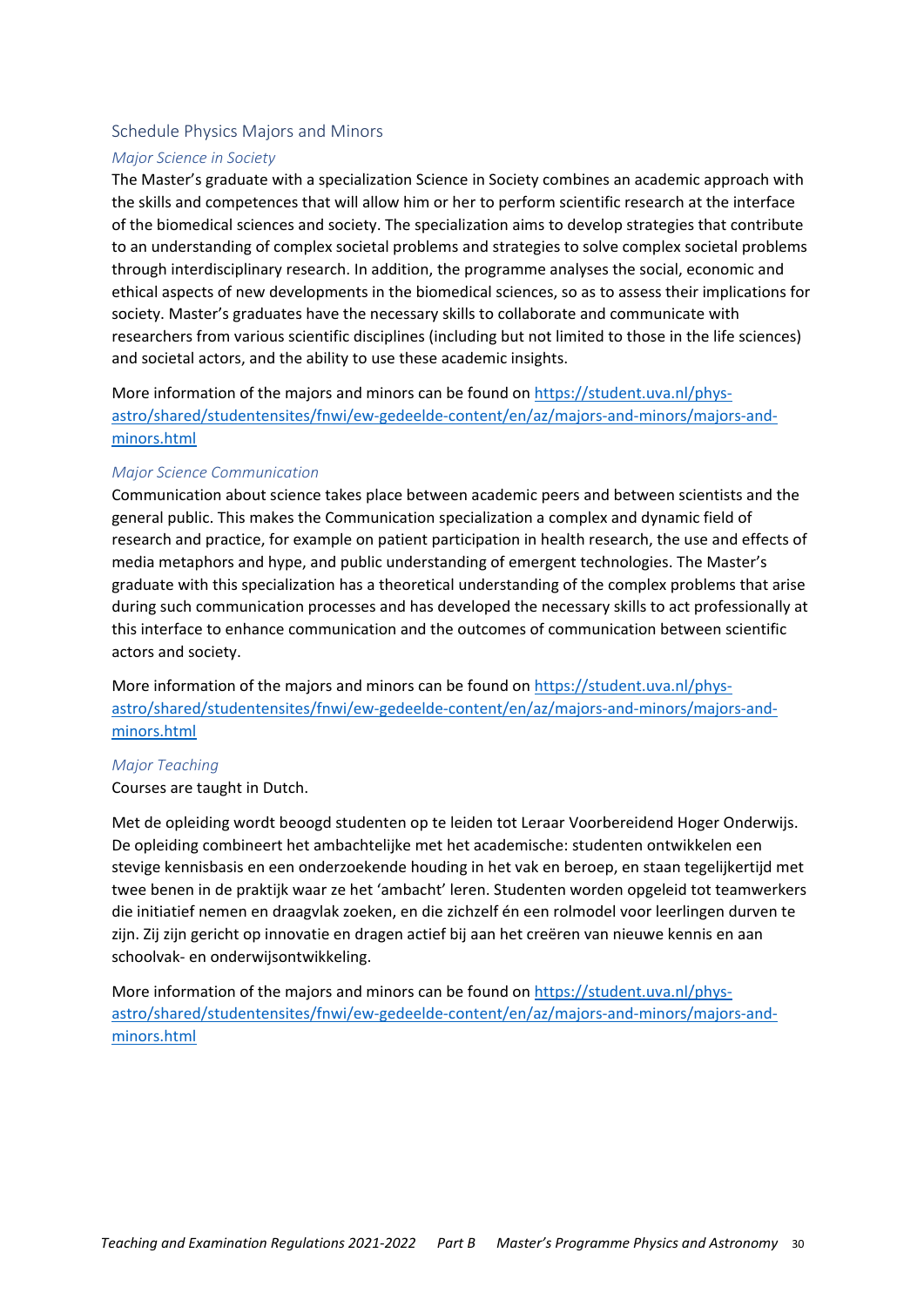## Schedule Physics Majors and Minors

### *Major Science in Society*

The Master's graduate with a specialization Science in Society combines an academic approach with the skills and competences that will allow him or her to perform scientific research at the interface of the biomedical sciences and society. The specialization aims to develop strategies that contribute to an understanding of complex societal problems and strategies to solve complex societal problems through interdisciplinary research. In addition, the programme analyses the social, economic and ethical aspects of new developments in the biomedical sciences, so as to assess their implications for society. Master's graduates have the necessary skills to collaborate and communicate with researchers from various scientific disciplines (including but not limited to those in the life sciences) and societal actors, and the ability to use these academic insights.

More information of the majors and minors can be found on https://student.uva.nl/phys-astro/shared/studentensites/fnwi/ew-gedeelde-content/en/az/majors-and-minors/majors-and-minors.html

### *Major Science Communication*

Communication about science takes place between academic peers and between scientists and the general public. This makes the Communication specialization a complex and dynamic field of research and practice, for example on patient participation in health research, the use and effects of media metaphors and hype, and public understanding of emergent technologies. The Master's graduate with this specialization has a theoretical understanding of the complex problems that arise during such communication processes and has developed the necessary skills to act professionally at this interface to enhance communication and the outcomes of communication between scientific actors and society.

More information of the majors and minors can be found on https://student.uva.nl/phys-astro/shared/studentensites/fnwi/ew-gedeelde-content/en/az/majors-and-minors/majors-and-minors.html

### *Major Teaching*

Courses are taught in Dutch.

Met de opleiding wordt beoogd studenten op te leiden tot Leraar Voorbereidend Hoger Onderwijs. De opleiding combineert het ambachtelijke met het academische: studenten ontwikkelen een stevige kennisbasis en een onderzoekende houding in het vak en beroep, en staan tegelijkertijd met twee benen in de praktijk waar ze het 'ambacht' leren. Studenten worden opgeleid tot teamwerkers die initiatief nemen en draagvlak zoeken, en die zichzelf én een rolmodel voor leerlingen durven te zijn. Zij zijn gericht op innovatie en dragen actief bij aan het creëren van nieuwe kennis en aan schoolvak- en onderwijsontwikkeling.

More information of the majors and minors can be found on https://student.uva.nl/phys-astro/shared/studentensites/fnwi/ew-gedeelde-content/en/az/majors-and-minors/majors-and-minors.html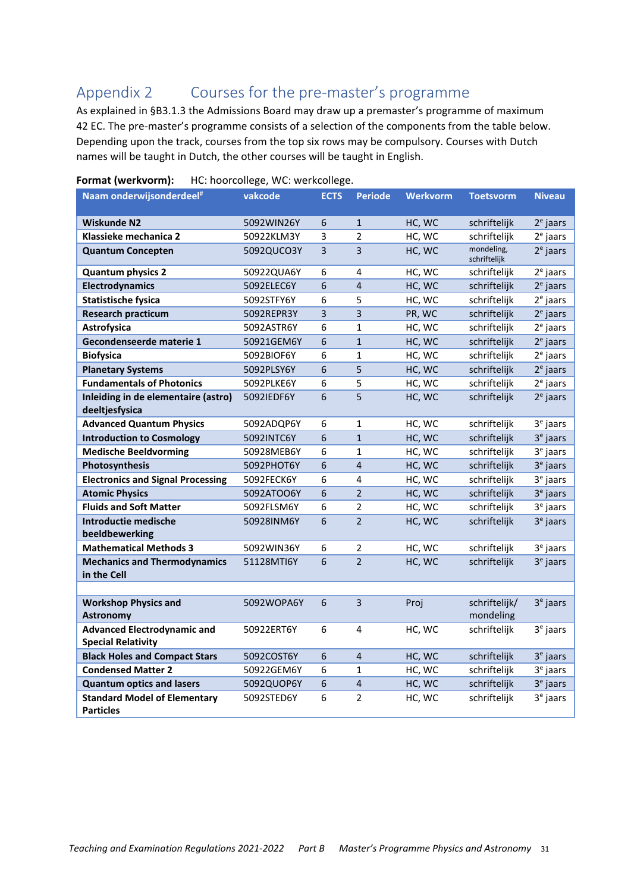## Appendix 2 Courses for the pre-master's programme

As explained in §B3.1.3 the Admissions Board may draw up a premaster's programme of maximum 42 EC. The pre-master's programme consists of a selection of the components from the table below. Depending upon the track, courses from the top six rows may be compulsory. Courses with Dutch names will be taught in Dutch, the other courses will be taught in English.

**Format (werkvorm):** HC: hoorcollege, WC: werkcollege.

| Naam onderwijsonderdeel# | vakcode | ECTS | Periode | Werkvorm | Toetsvorm | Niveau |
|---|---|---|---|---|---|---|
| **Wiskunde N2** | 5092WIN26Y | 6 | 1 | HC, WC | schriftelijk | 2e jaars |
| **Klassieke mechanica 2** | 50922KLM3Y | 3 | 2 | HC, WC | schriftelijk | 2e jaars |
| **Quantum Concepten** | 5092QUCO3Y | 3 | 3 | HC, WC | mondeling, schriftelijk | 2e jaars |
| **Quantum physics 2** | 50922QUA6Y | 6 | 4 | HC, WC | schriftelijk | 2e jaars |
| **Electrodynamics** | 5092ELEC6Y | 6 | 4 | HC, WC | schriftelijk | 2e jaars |
| **Statistische fysica** | 5092STFY6Y | 6 | 5 | HC, WC | schriftelijk | 2e jaars |
| **Research practicum** | 5092REPR3Y | 3 | 3 | PR, WC | schriftelijk | 2e jaars |
| **Astrofysica** | 5092ASTR6Y | 6 | 1 | HC, WC | schriftelijk | 2e jaars |
| **Gecondenseerde materie 1** | 50921GEM6Y | 6 | 1 | HC, WC | schriftelijk | 2e jaars |
| **Biofysica** | 5092BIOF6Y | 6 | 1 | HC, WC | schriftelijk | 2e jaars |
| **Planetary Systems** | 5092PLSY6Y | 6 | 5 | HC, WC | schriftelijk | 2e jaars |
| **Fundamentals of Photonics** | 5092PLKE6Y | 6 | 5 | HC, WC | schriftelijk | 2e jaars |
| **Inleiding in de elementaire (astro) deeltjesfysica** | 5092IEDF6Y | 6 | 5 | HC, WC | schriftelijk | 2e jaars |
| **Advanced Quantum Physics** | 5092ADQP6Y | 6 | 1 | HC, WC | schriftelijk | 3e jaars |
| **Introduction to Cosmology** | 5092INTC6Y | 6 | 1 | HC, WC | schriftelijk | 3e jaars |
| **Medische Beeldvorming** | 50928MEB6Y | 6 | 1 | HC, WC | schriftelijk | 3e jaars |
| **Photosynthesis** | 5092PHOT6Y | 6 | 4 | HC, WC | schriftelijk | 3e jaars |
| **Electronics and Signal Processing** | 5092FECK6Y | 6 | 4 | HC, WC | schriftelijk | 3e jaars |
| **Atomic Physics** | 5092ATOO6Y | 6 | 2 | HC, WC | schriftelijk | 3e jaars |
| **Fluids and Soft Matter** | 5092FLSM6Y | 6 | 2 | HC, WC | schriftelijk | 3e jaars |
| **Introductie medische beeldbewerking** | 50928INM6Y | 6 | 2 | HC, WC | schriftelijk | 3e jaars |
| **Mathematical Methods 3** | 5092WIN36Y | 6 | 2 | HC, WC | schriftelijk | 3e jaars |
| **Mechanics and Thermodynamics in the Cell** | 51128MTI6Y | 6 | 2 | HC, WC | schriftelijk | 3e jaars |
| | | | | | | |
| **Workshop Physics and Astronomy** | 5092WOPA6Y | 6 | 3 | Proj | schriftelijk/ mondeling | 3e jaars |
| **Advanced Electrodynamic and Special Relativity** | 50922ERT6Y | 6 | 4 | HC, WC | schriftelijk | 3e jaars |
| **Black Holes and Compact Stars** | 5092COST6Y | 6 | 4 | HC, WC | schriftelijk | 3e jaars |
| **Condensed Matter 2** | 50922GEM6Y | 6 | 1 | HC, WC | schriftelijk | 3e jaars |
| **Quantum optics and lasers** | 5092QUOP6Y | 6 | 4 | HC, WC | schriftelijk | 3e jaars |
| **Standard Model of Elementary Particles** | 5092STED6Y | 6 | 2 | HC, WC | schriftelijk | 3e jaars |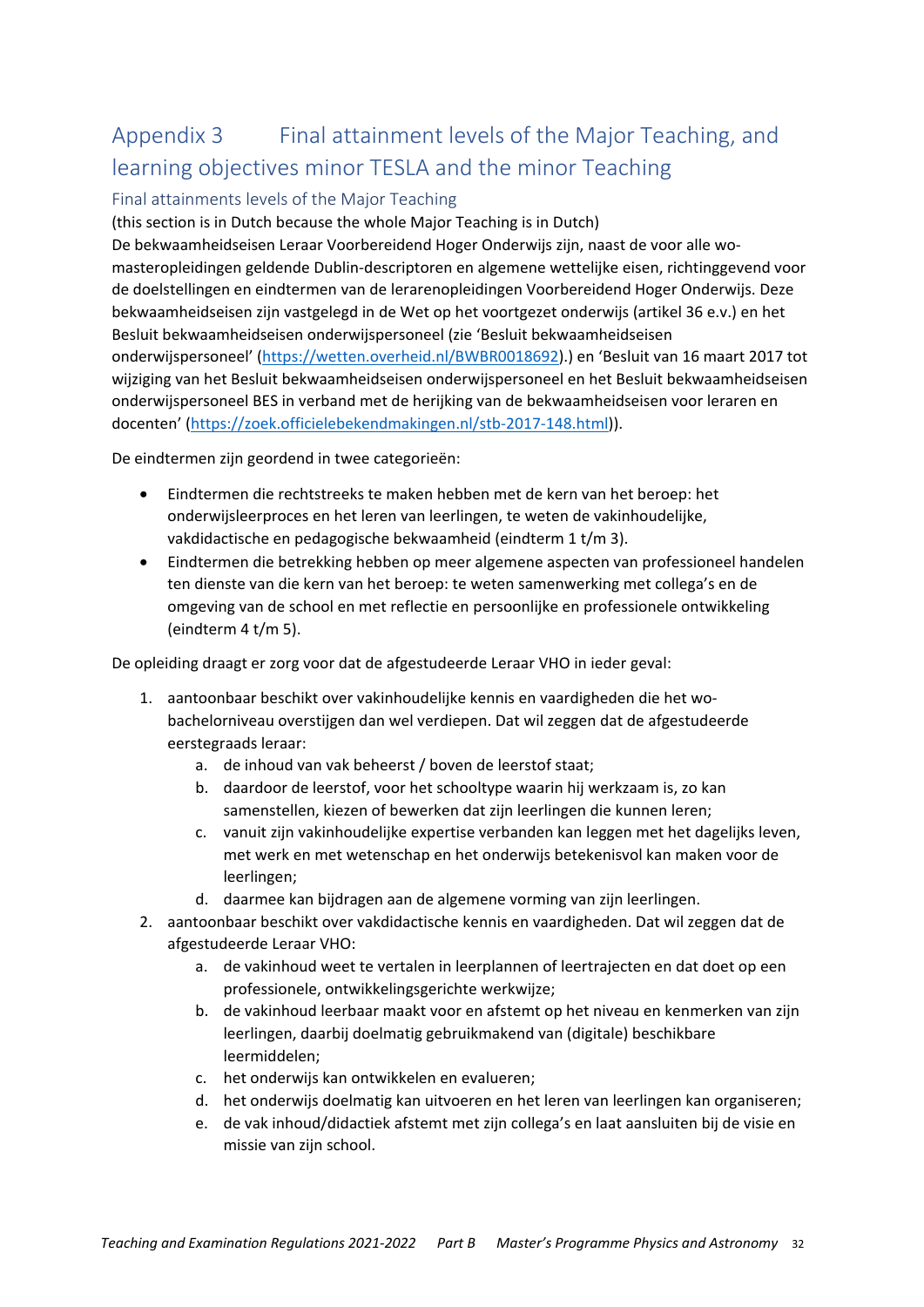# Appendix 3 Final attainment levels of the Major Teaching, and learning objectives minor TESLA and the minor Teaching

## Final attainments levels of the Major Teaching

(this section is in Dutch because the whole Major Teaching is in Dutch)

De bekwaamheidseisen Leraar Voorbereidend Hoger Onderwijs zijn, naast de voor alle wo-masteropleidingen geldende Dublin-descriptoren en algemene wettelijke eisen, richtinggevend voor de doelstellingen en eindtermen van de lerarenopleidingen Voorbereidend Hoger Onderwijs. Deze bekwaamheidseisen zijn vastgelegd in de Wet op het voortgezet onderwijs (artikel 36 e.v.) en het Besluit bekwaamheidseisen onderwijspersoneel (zie 'Besluit bekwaamheidseisen onderwijspersoneel' (https://wetten.overheid.nl/BWBR0018692).) en 'Besluit van 16 maart 2017 tot wijziging van het Besluit bekwaamheidseisen onderwijspersoneel en het Besluit bekwaamheidseisen onderwijspersoneel BES in verband met de herijking van de bekwaamheidseisen voor leraren en docenten' (https://zoek.officielebekendmakingen.nl/stb-2017-148.html)).

De eindtermen zijn geordend in twee categorieën:

- Eindtermen die rechtstreeks te maken hebben met de kern van het beroep: het onderwijsleerproces en het leren van leerlingen, te weten de vakinhoudelijke, vakdidactische en pedagogische bekwaamheid (eindterm 1 t/m 3).
- Eindtermen die betrekking hebben op meer algemene aspecten van professioneel handelen ten dienste van die kern van het beroep: te weten samenwerking met collega's en de omgeving van de school en met reflectie en persoonlijke en professionele ontwikkeling (eindterm 4 t/m 5).

De opleiding draagt er zorg voor dat de afgestudeerde Leraar VHO in ieder geval:

1. aantoonbaar beschikt over vakinhoudelijke kennis en vaardigheden die het wo-bachelorniveau overstijgen dan wel verdiepen. Dat wil zeggen dat de afgestudeerde eerstegraads leraar:
    a. de inhoud van vak beheerst / boven de leerstof staat;
    b. daardoor de leerstof, voor het schooltype waarin hij werkzaam is, zo kan samenstellen, kiezen of bewerken dat zijn leerlingen die kunnen leren;
    c. vanuit zijn vakinhoudelijke expertise verbanden kan leggen met het dagelijks leven, met werk en met wetenschap en het onderwijs betekenisvol kan maken voor de leerlingen;
    d. daarmee kan bijdragen aan de algemene vorming van zijn leerlingen.
2. aantoonbaar beschikt over vakdidactische kennis en vaardigheden. Dat wil zeggen dat de afgestudeerde Leraar VHO:
    a. de vakinhoud weet te vertalen in leerplannen of leertrajecten en dat doet op een professionele, ontwikkelingsgerichte werkwijze;
    b. de vakinhoud leerbaar maakt voor en afstemt op het niveau en kenmerken van zijn leerlingen, daarbij doelmatig gebruikmakend van (digitale) beschikbare leermiddelen;
    c. het onderwijs kan ontwikkelen en evalueren;
    d. het onderwijs doelmatig kan uitvoeren en het leren van leerlingen kan organiseren;
    e. de vak inhoud/didactiek afstemt met zijn collega's en laat aansluiten bij de visie en missie van zijn school.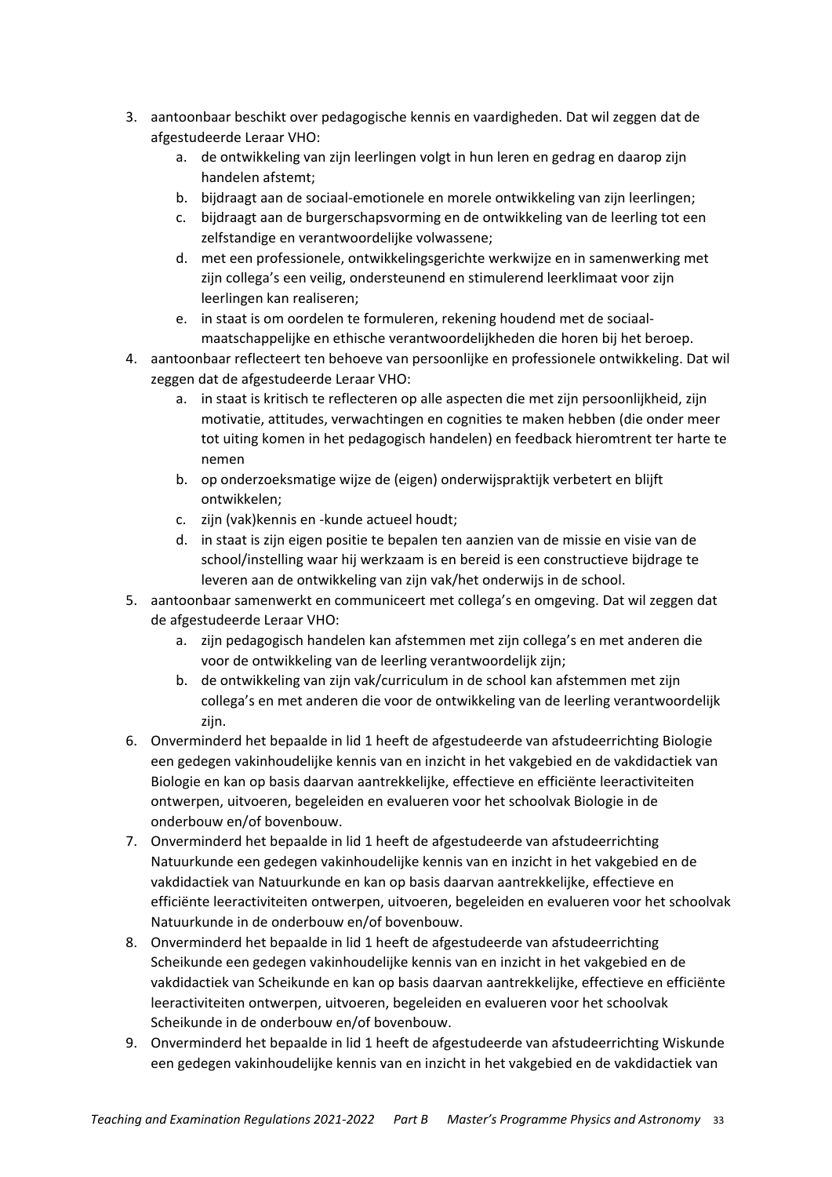3. aantoonbaar beschikt over pedagogische kennis en vaardigheden. Dat wil zeggen dat de afgestudeerde Leraar VHO:
    a. de ontwikkeling van zijn leerlingen volgt in hun leren en gedrag en daarop zijn handelen afstemt;
    b. bijdraagt aan de sociaal-emotionele en morele ontwikkeling van zijn leerlingen;
    c. bijdraagt aan de burgerschapsvorming en de ontwikkeling van de leerling tot een zelfstandige en verantwoordelijke volwassene;
    d. met een professionele, ontwikkelingsgerichte werkwijze en in samenwerking met zijn collega's een veilig, ondersteunend en stimulerend leerklimaat voor zijn leerlingen kan realiseren;
    e. in staat is om oordelen te formuleren, rekening houdend met de sociaal-maatschappelijke en ethische verantwoordelijkheden die horen bij het beroep.
4. aantoonbaar reflecteert ten behoeve van persoonlijke en professionele ontwikkeling. Dat wil zeggen dat de afgestudeerde Leraar VHO:
    a. in staat is kritisch te reflecteren op alle aspecten die met zijn persoonlijkheid, zijn motivatie, attitudes, verwachtingen en cognities te maken hebben (die onder meer tot uiting komen in het pedagogisch handelen) en feedback hieromtrent ter harte te nemen
    b. op onderzoeksmatige wijze de (eigen) onderwijspraktijk verbetert en blijft ontwikkelen;
    c. zijn (vak)kennis en -kunde actueel houdt;
    d. in staat is zijn eigen positie te bepalen ten aanzien van de missie en visie van de school/instelling waar hij werkzaam is en bereid is een constructieve bijdrage te leveren aan de ontwikkeling van zijn vak/het onderwijs in de school.
5. aantoonbaar samenwerkt en communiceert met collega's en omgeving. Dat wil zeggen dat de afgestudeerde Leraar VHO:
    a. zijn pedagogisch handelen kan afstemmen met zijn collega's en met anderen die voor de ontwikkeling van de leerling verantwoordelijk zijn;
    b. de ontwikkeling van zijn vak/curriculum in de school kan afstemmen met zijn collega's en met anderen die voor de ontwikkeling van de leerling verantwoordelijk zijn.
6. Onverminderd het bepaalde in lid 1 heeft de afgestudeerde van afstudeerrichting Biologie een gedegen vakinhoudelijke kennis van en inzicht in het vakgebied en de vakdidactiek van Biologie en kan op basis daarvan aantrekkelijke, effectieve en efficiënte leeractiviteiten ontwerpen, uitvoeren, begeleiden en evalueren voor het schoolvak Biologie in de onderbouw en/of bovenbouw.
7. Onverminderd het bepaalde in lid 1 heeft de afgestudeerde van afstudeerrichting Natuurkunde een gedegen vakinhoudelijke kennis van en inzicht in het vakgebied en de vakdidactiek van Natuurkunde en kan op basis daarvan aantrekkelijke, effectieve en efficiënte leeractiviteiten ontwerpen, uitvoeren, begeleiden en evalueren voor het schoolvak Natuurkunde in de onderbouw en/of bovenbouw.
8. Onverminderd het bepaalde in lid 1 heeft de afgestudeerde van afstudeerrichting Scheikunde een gedegen vakinhoudelijke kennis van en inzicht in het vakgebied en de vakdidactiek van Scheikunde en kan op basis daarvan aantrekkelijke, effectieve en efficiënte leeractiviteiten ontwerpen, uitvoeren, begeleiden en evalueren voor het schoolvak Scheikunde in de onderbouw en/of bovenbouw.
9. Onverminderd het bepaalde in lid 1 heeft de afgestudeerde van afstudeerrichting Wiskunde een gedegen vakinhoudelijke kennis van en inzicht in het vakgebied en de vakdidactiek van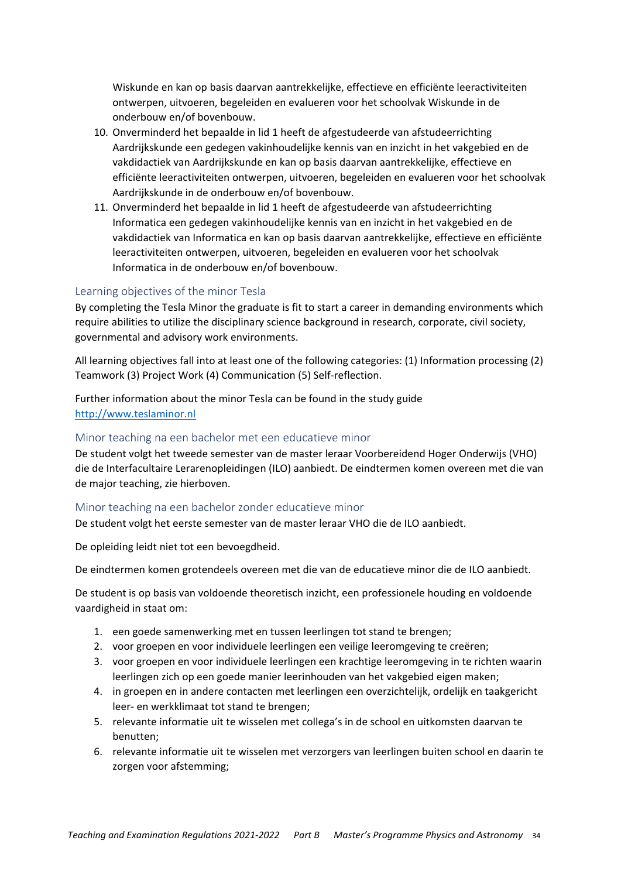Wiskunde en kan op basis daarvan aantrekkelijke, effectieve en efficiënte leeractiviteiten ontwerpen, uitvoeren, begeleiden en evalueren voor het schoolvak Wiskunde in de onderbouw en/of bovenbouw.

10. Onverminderd het bepaalde in lid 1 heeft de afgestudeerde van afstudeerrichting Aardrijkskunde een gedegen vakinhoudelijke kennis van en inzicht in het vakgebied en de vakdidactiek van Aardrijkskunde en kan op basis daarvan aantrekkelijke, effectieve en efficiënte leeractiviteiten ontwerpen, uitvoeren, begeleiden en evalueren voor het schoolvak Aardrijkskunde in de onderbouw en/of bovenbouw.
11. Onverminderd het bepaalde in lid 1 heeft de afgestudeerde van afstudeerrichting Informatica een gedegen vakinhoudelijke kennis van en inzicht in het vakgebied en de vakdidactiek van Informatica en kan op basis daarvan aantrekkelijke, effectieve en efficiënte leeractiviteiten ontwerpen, uitvoeren, begeleiden en evalueren voor het schoolvak Informatica in de onderbouw en/of bovenbouw.

### Learning objectives of the minor Tesla

By completing the Tesla Minor the graduate is fit to start a career in demanding environments which require abilities to utilize the disciplinary science background in research, corporate, civil society, governmental and advisory work environments.

All learning objectives fall into at least one of the following categories: (1) Information processing (2) Teamwork (3) Project Work (4) Communication (5) Self-reflection.

Further information about the minor Tesla can be found in the study guide
http://www.teslaminor.nl

### Minor teaching na een bachelor met een educatieve minor

De student volgt het tweede semester van de master leraar Voorbereidend Hoger Onderwijs (VHO) die de Interfacultaire Lerarenopleidingen (ILO) aanbiedt. De eindtermen komen overeen met die van de major teaching, zie hierboven.

### Minor teaching na een bachelor zonder educatieve minor

De student volgt het eerste semester van de master leraar VHO die de ILO aanbiedt.

De opleiding leidt niet tot een bevoegdheid.

De eindtermen komen grotendeels overeen met die van de educatieve minor die de ILO aanbiedt.

De student is op basis van voldoende theoretisch inzicht, een professionele houding en voldoende vaardigheid in staat om:

1. een goede samenwerking met en tussen leerlingen tot stand te brengen;
2. voor groepen en voor individuele leerlingen een veilige leeromgeving te creëren;
3. voor groepen en voor individuele leerlingen een krachtige leeromgeving in te richten waarin leerlingen zich op een goede manier leerinhouden van het vakgebied eigen maken;
4. in groepen en in andere contacten met leerlingen een overzichtelijk, ordelijk en taakgericht leer- en werkklimaat tot stand te brengen;
5. relevante informatie uit te wisselen met collega's in de school en uitkomsten daarvan te benutten;
6. relevante informatie uit te wisselen met verzorgers van leerlingen buiten school en daarin te zorgen voor afstemming;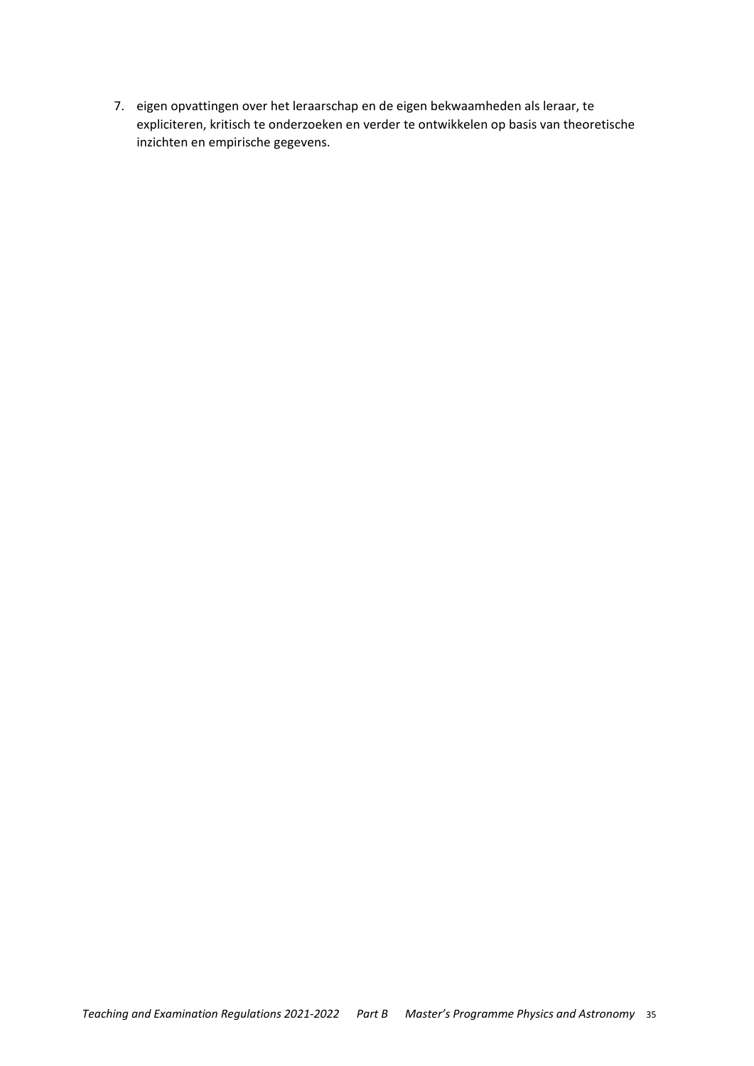7. eigen opvattingen over het leraarschap en de eigen bekwaamheden als leraar, te expliciteren, kritisch te onderzoeken en verder te ontwikkelen op basis van theoretische inzichten en empirische gegevens.